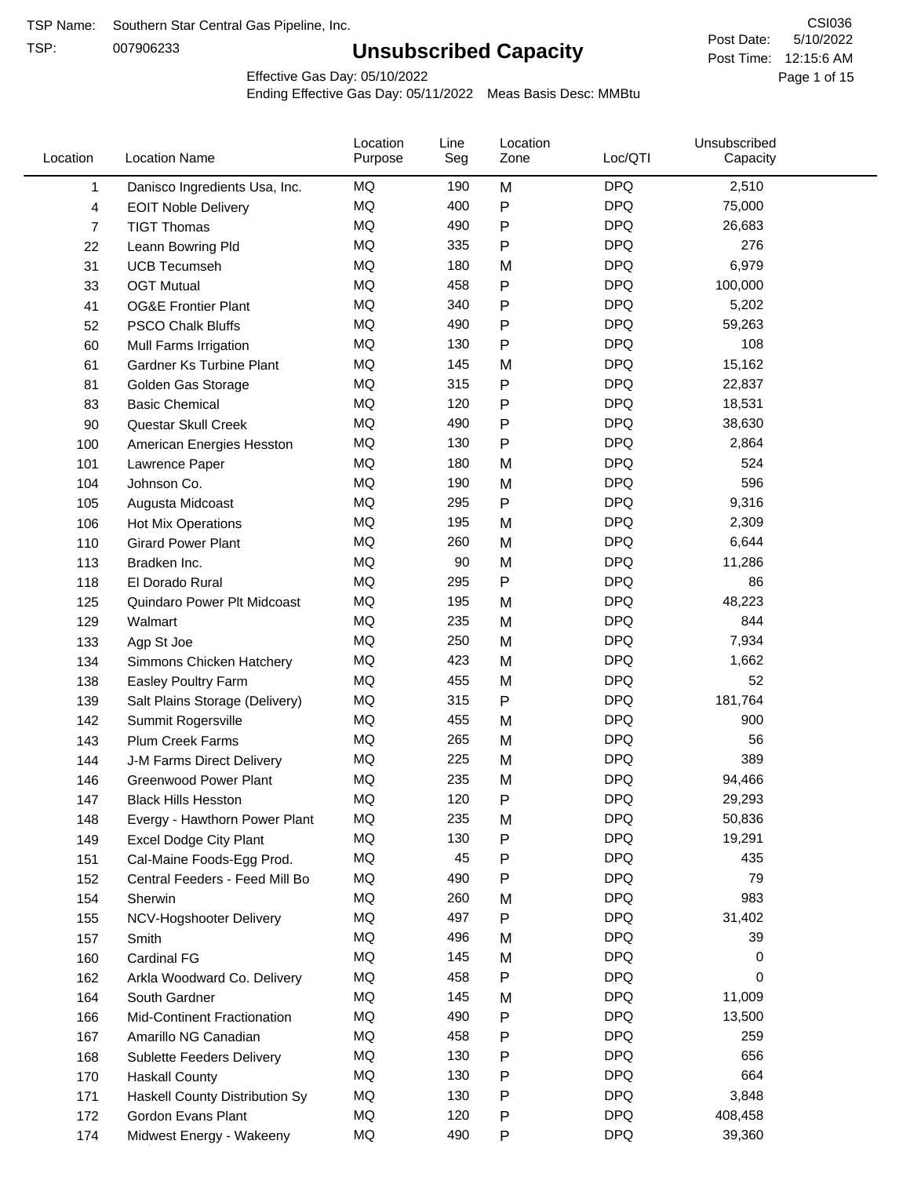TSP Name: Southern Star Central Gas Pipeline, Inc.

TSP: 007906233

# Unsubscribed Capacity

CSI036

Post Date: 5/10/2022

Post Time: 12:15:6 AM

Effective Gas Day: 05/10/2022

Ending Effective Gas Day: 05/11/2022 Meas Basis Desc: MMBtu

| Location | Location Name | Location Purpose | Line Seg | Location Zone | Loc/QTI | Unsubscribed Capacity |
|---|---|---|---|---|---|---|
| 1 | Danisco Ingredients Usa, Inc. | MQ | 190 | M | DPQ | 2,510 |
| 4 | EOIT Noble Delivery | MQ | 400 | P | DPQ | 75,000 |
| 7 | TIGT Thomas | MQ | 490 | P | DPQ | 26,683 |
| 22 | Leann Bowring Pld | MQ | 335 | P | DPQ | 276 |
| 31 | UCB Tecumseh | MQ | 180 | M | DPQ | 6,979 |
| 33 | OGT Mutual | MQ | 458 | P | DPQ | 100,000 |
| 41 | OG&E Frontier Plant | MQ | 340 | P | DPQ | 5,202 |
| 52 | PSCO Chalk Bluffs | MQ | 490 | P | DPQ | 59,263 |
| 60 | Mull Farms Irrigation | MQ | 130 | P | DPQ | 108 |
| 61 | Gardner Ks Turbine Plant | MQ | 145 | M | DPQ | 15,162 |
| 81 | Golden Gas Storage | MQ | 315 | P | DPQ | 22,837 |
| 83 | Basic Chemical | MQ | 120 | P | DPQ | 18,531 |
| 90 | Questar Skull Creek | MQ | 490 | P | DPQ | 38,630 |
| 100 | American Energies Hesston | MQ | 130 | P | DPQ | 2,864 |
| 101 | Lawrence Paper | MQ | 180 | M | DPQ | 524 |
| 104 | Johnson Co. | MQ | 190 | M | DPQ | 596 |
| 105 | Augusta Midcoast | MQ | 295 | P | DPQ | 9,316 |
| 106 | Hot Mix Operations | MQ | 195 | M | DPQ | 2,309 |
| 110 | Girard Power Plant | MQ | 260 | M | DPQ | 6,644 |
| 113 | Bradken Inc. | MQ | 90 | M | DPQ | 11,286 |
| 118 | El Dorado Rural | MQ | 295 | P | DPQ | 86 |
| 125 | Quindaro Power Plt Midcoast | MQ | 195 | M | DPQ | 48,223 |
| 129 | Walmart | MQ | 235 | M | DPQ | 844 |
| 133 | Agp St Joe | MQ | 250 | M | DPQ | 7,934 |
| 134 | Simmons Chicken Hatchery | MQ | 423 | M | DPQ | 1,662 |
| 138 | Easley Poultry Farm | MQ | 455 | M | DPQ | 52 |
| 139 | Salt Plains Storage (Delivery) | MQ | 315 | P | DPQ | 181,764 |
| 142 | Summit Rogersville | MQ | 455 | M | DPQ | 900 |
| 143 | Plum Creek Farms | MQ | 265 | M | DPQ | 56 |
| 144 | J-M Farms Direct Delivery | MQ | 225 | M | DPQ | 389 |
| 146 | Greenwood Power Plant | MQ | 235 | M | DPQ | 94,466 |
| 147 | Black Hills Hesston | MQ | 120 | P | DPQ | 29,293 |
| 148 | Evergy - Hawthorn Power Plant | MQ | 235 | M | DPQ | 50,836 |
| 149 | Excel Dodge City Plant | MQ | 130 | P | DPQ | 19,291 |
| 151 | Cal-Maine Foods-Egg Prod. | MQ | 45 | P | DPQ | 435 |
| 152 | Central Feeders - Feed Mill Bo | MQ | 490 | P | DPQ | 79 |
| 154 | Sherwin | MQ | 260 | M | DPQ | 983 |
| 155 | NCV-Hogshooter Delivery | MQ | 497 | P | DPQ | 31,402 |
| 157 | Smith | MQ | 496 | M | DPQ | 39 |
| 160 | Cardinal FG | MQ | 145 | M | DPQ | 0 |
| 162 | Arkla Woodward Co. Delivery | MQ | 458 | P | DPQ | 0 |
| 164 | South Gardner | MQ | 145 | M | DPQ | 11,009 |
| 166 | Mid-Continent Fractionation | MQ | 490 | P | DPQ | 13,500 |
| 167 | Amarillo NG Canadian | MQ | 458 | P | DPQ | 259 |
| 168 | Sublette Feeders Delivery | MQ | 130 | P | DPQ | 656 |
| 170 | Haskall County | MQ | 130 | P | DPQ | 664 |
| 171 | Haskall County Distribution Sy | MQ | 130 | P | DPQ | 3,848 |
| 172 | Gordon Evans Plant | MQ | 120 | P | DPQ | 408,458 |
| 174 | Midwest Energy - Wakeeny | MQ | 490 | P | DPQ | 39,360 |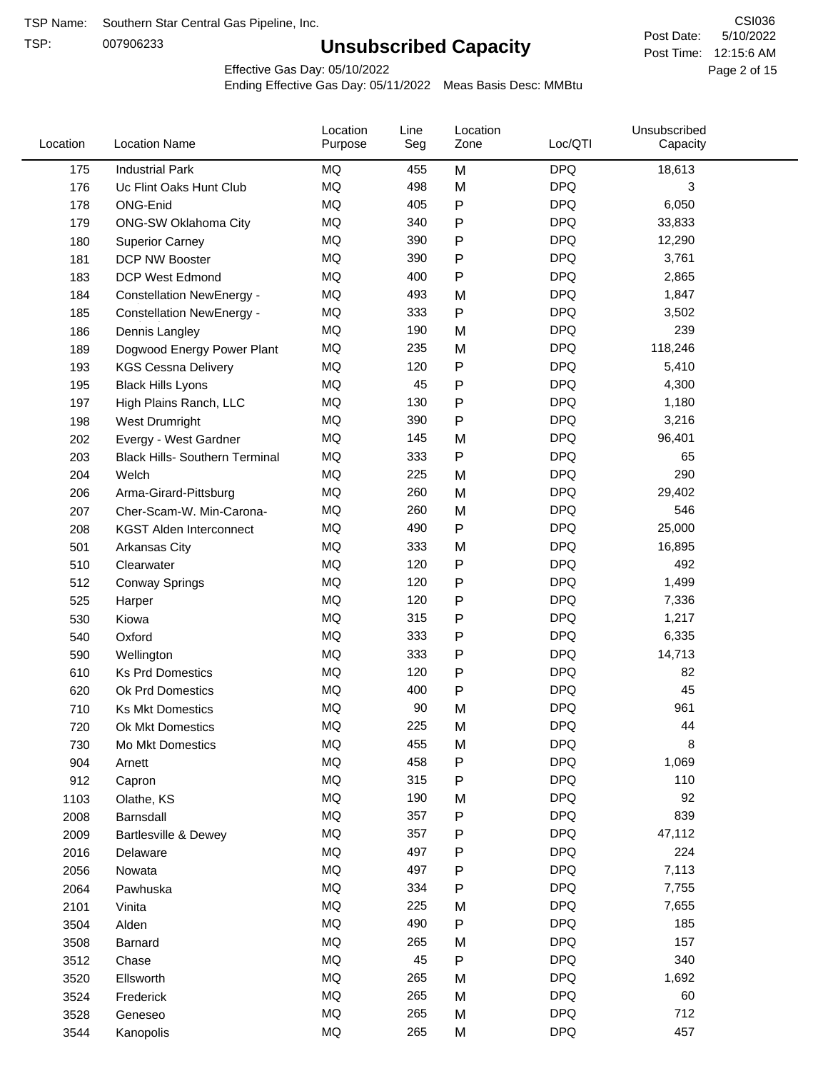TSP Name: Southern Star Central Gas Pipeline, Inc.

TSP: 007906233

# Unsubscribed Capacity

CSI036

Post Date: 5/10/2022

Post Time: 12:15:6 AM

Effective Gas Day: 05/10/2022

Ending Effective Gas Day: 05/11/2022 Meas Basis Desc: MMBtu

| Location | Location Name | Location Purpose | Line Seg | Location Zone | Loc/QTI | Unsubscribed Capacity |
|---|---|---|---|---|---|---|
| 175 | Industrial Park | MQ | 455 | M | DPQ | 18,613 |
| 176 | Uc Flint Oaks Hunt Club | MQ | 498 | M | DPQ | 3 |
| 178 | ONG-Enid | MQ | 405 | P | DPQ | 6,050 |
| 179 | ONG-SW Oklahoma City | MQ | 340 | P | DPQ | 33,833 |
| 180 | Superior Carney | MQ | 390 | P | DPQ | 12,290 |
| 181 | DCP NW Booster | MQ | 390 | P | DPQ | 3,761 |
| 183 | DCP West Edmond | MQ | 400 | P | DPQ | 2,865 |
| 184 | Constellation NewEnergy - | MQ | 493 | M | DPQ | 1,847 |
| 185 | Constellation NewEnergy - | MQ | 333 | P | DPQ | 3,502 |
| 186 | Dennis Langley | MQ | 190 | M | DPQ | 239 |
| 189 | Dogwood Energy Power Plant | MQ | 235 | M | DPQ | 118,246 |
| 193 | KGS Cessna Delivery | MQ | 120 | P | DPQ | 5,410 |
| 195 | Black Hills Lyons | MQ | 45 | P | DPQ | 4,300 |
| 197 | High Plains Ranch, LLC | MQ | 130 | P | DPQ | 1,180 |
| 198 | West Drumright | MQ | 390 | P | DPQ | 3,216 |
| 202 | Evergy - West Gardner | MQ | 145 | M | DPQ | 96,401 |
| 203 | Black Hills- Southern Terminal | MQ | 333 | P | DPQ | 65 |
| 204 | Welch | MQ | 225 | M | DPQ | 290 |
| 206 | Arma-Girard-Pittsburg | MQ | 260 | M | DPQ | 29,402 |
| 207 | Cher-Scam-W. Min-Carona- | MQ | 260 | M | DPQ | 546 |
| 208 | KGST Alden Interconnect | MQ | 490 | P | DPQ | 25,000 |
| 501 | Arkansas City | MQ | 333 | M | DPQ | 16,895 |
| 510 | Clearwater | MQ | 120 | P | DPQ | 492 |
| 512 | Conway Springs | MQ | 120 | P | DPQ | 1,499 |
| 525 | Harper | MQ | 120 | P | DPQ | 7,336 |
| 530 | Kiowa | MQ | 315 | P | DPQ | 1,217 |
| 540 | Oxford | MQ | 333 | P | DPQ | 6,335 |
| 590 | Wellington | MQ | 333 | P | DPQ | 14,713 |
| 610 | Ks Prd Domestics | MQ | 120 | P | DPQ | 82 |
| 620 | Ok Prd Domestics | MQ | 400 | P | DPQ | 45 |
| 710 | Ks Mkt Domestics | MQ | 90 | M | DPQ | 961 |
| 720 | Ok Mkt Domestics | MQ | 225 | M | DPQ | 44 |
| 730 | Mo Mkt Domestics | MQ | 455 | M | DPQ | 8 |
| 904 | Arnett | MQ | 458 | P | DPQ | 1,069 |
| 912 | Capron | MQ | 315 | P | DPQ | 110 |
| 1103 | Olathe, KS | MQ | 190 | M | DPQ | 92 |
| 2008 | Barnsdall | MQ | 357 | P | DPQ | 839 |
| 2009 | Bartlesville & Dewey | MQ | 357 | P | DPQ | 47,112 |
| 2016 | Delaware | MQ | 497 | P | DPQ | 224 |
| 2056 | Nowata | MQ | 497 | P | DPQ | 7,113 |
| 2064 | Pawhuska | MQ | 334 | P | DPQ | 7,755 |
| 2101 | Vinita | MQ | 225 | M | DPQ | 7,655 |
| 3504 | Alden | MQ | 490 | P | DPQ | 185 |
| 3508 | Barnard | MQ | 265 | M | DPQ | 157 |
| 3512 | Chase | MQ | 45 | P | DPQ | 340 |
| 3520 | Ellsworth | MQ | 265 | M | DPQ | 1,692 |
| 3524 | Frederick | MQ | 265 | M | DPQ | 60 |
| 3528 | Geneseo | MQ | 265 | M | DPQ | 712 |
| 3544 | Kanopolis | MQ | 265 | M | DPQ | 457 |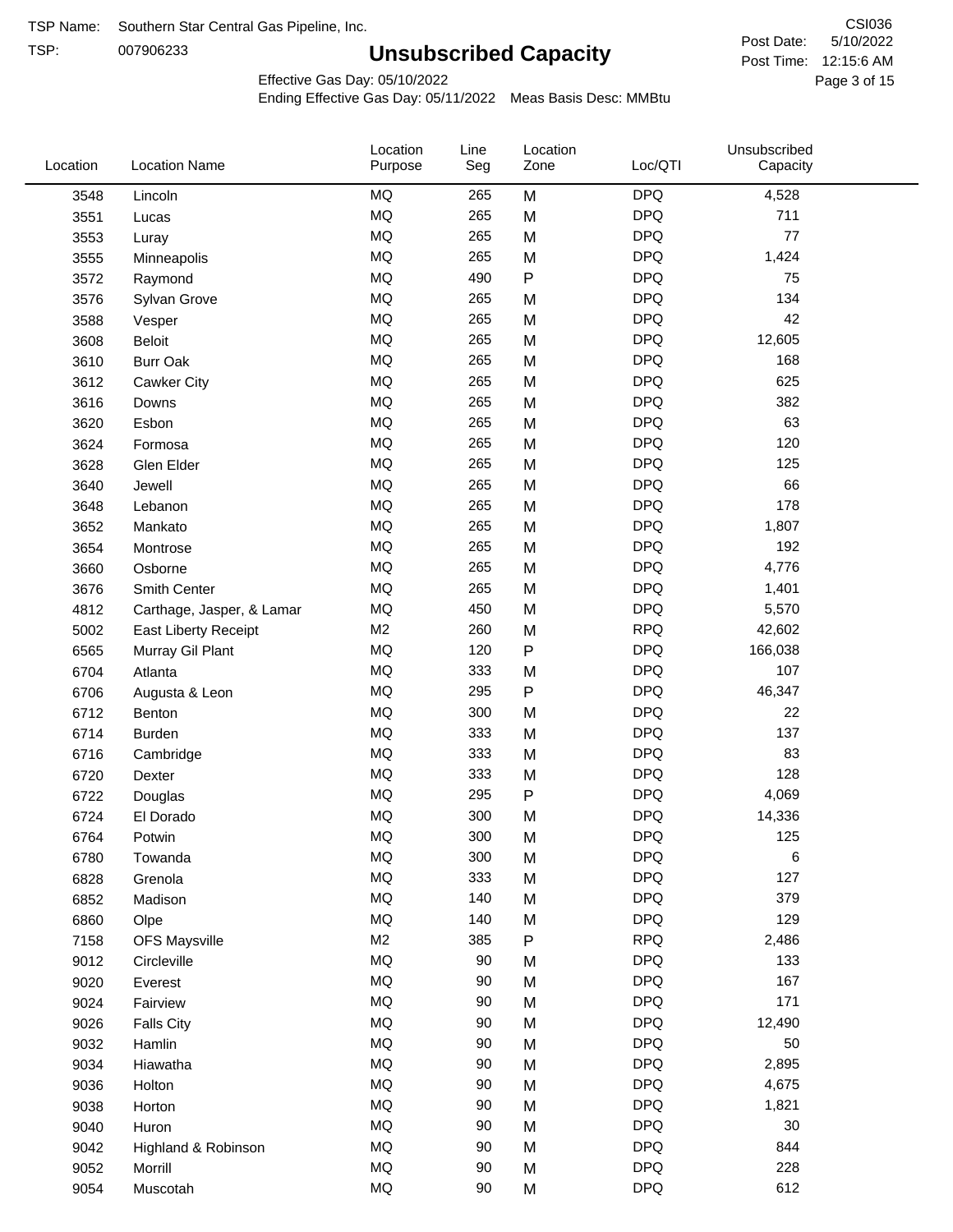TSP Name: Southern Star Central Gas Pipeline, Inc.

TSP: 007906233

# Unsubscribed Capacity

CSI036

Post Date: 5/10/2022

Post Time: 12:15:6 AM

Effective Gas Day: 05/10/2022

Ending Effective Gas Day: 05/11/2022 Meas Basis Desc: MMBtu

| Location | Location Name | Location Purpose | Line Seg | Location Zone | Loc/QTI | Unsubscribed Capacity |
|---|---|---|---|---|---|---|
| 3548 | Lincoln | MQ | 265 | M | DPQ | 4,528 |
| 3551 | Lucas | MQ | 265 | M | DPQ | 711 |
| 3553 | Luray | MQ | 265 | M | DPQ | 77 |
| 3555 | Minneapolis | MQ | 265 | M | DPQ | 1,424 |
| 3572 | Raymond | MQ | 490 | P | DPQ | 75 |
| 3576 | Sylvan Grove | MQ | 265 | M | DPQ | 134 |
| 3588 | Vesper | MQ | 265 | M | DPQ | 42 |
| 3608 | Beloit | MQ | 265 | M | DPQ | 12,605 |
| 3610 | Burr Oak | MQ | 265 | M | DPQ | 168 |
| 3612 | Cawker City | MQ | 265 | M | DPQ | 625 |
| 3616 | Downs | MQ | 265 | M | DPQ | 382 |
| 3620 | Esbon | MQ | 265 | M | DPQ | 63 |
| 3624 | Formosa | MQ | 265 | M | DPQ | 120 |
| 3628 | Glen Elder | MQ | 265 | M | DPQ | 125 |
| 3640 | Jewell | MQ | 265 | M | DPQ | 66 |
| 3648 | Lebanon | MQ | 265 | M | DPQ | 178 |
| 3652 | Mankato | MQ | 265 | M | DPQ | 1,807 |
| 3654 | Montrose | MQ | 265 | M | DPQ | 192 |
| 3660 | Osborne | MQ | 265 | M | DPQ | 4,776 |
| 3676 | Smith Center | MQ | 265 | M | DPQ | 1,401 |
| 4812 | Carthage, Jasper, & Lamar | MQ | 450 | M | DPQ | 5,570 |
| 5002 | East Liberty Receipt | M2 | 260 | M | RPQ | 42,602 |
| 6565 | Murray Gil Plant | MQ | 120 | P | DPQ | 166,038 |
| 6704 | Atlanta | MQ | 333 | M | DPQ | 107 |
| 6706 | Augusta & Leon | MQ | 295 | P | DPQ | 46,347 |
| 6712 | Benton | MQ | 300 | M | DPQ | 22 |
| 6714 | Burden | MQ | 333 | M | DPQ | 137 |
| 6716 | Cambridge | MQ | 333 | M | DPQ | 83 |
| 6720 | Dexter | MQ | 333 | M | DPQ | 128 |
| 6722 | Douglas | MQ | 295 | P | DPQ | 4,069 |
| 6724 | El Dorado | MQ | 300 | M | DPQ | 14,336 |
| 6764 | Potwin | MQ | 300 | M | DPQ | 125 |
| 6780 | Towanda | MQ | 300 | M | DPQ | 6 |
| 6828 | Grenola | MQ | 333 | M | DPQ | 127 |
| 6852 | Madison | MQ | 140 | M | DPQ | 379 |
| 6860 | Olpe | MQ | 140 | M | DPQ | 129 |
| 7158 | OFS Maysville | M2 | 385 | P | RPQ | 2,486 |
| 9012 | Circleville | MQ | 90 | M | DPQ | 133 |
| 9020 | Everest | MQ | 90 | M | DPQ | 167 |
| 9024 | Fairview | MQ | 90 | M | DPQ | 171 |
| 9026 | Falls City | MQ | 90 | M | DPQ | 12,490 |
| 9032 | Hamlin | MQ | 90 | M | DPQ | 50 |
| 9034 | Hiawatha | MQ | 90 | M | DPQ | 2,895 |
| 9036 | Holton | MQ | 90 | M | DPQ | 4,675 |
| 9038 | Horton | MQ | 90 | M | DPQ | 1,821 |
| 9040 | Huron | MQ | 90 | M | DPQ | 30 |
| 9042 | Highland & Robinson | MQ | 90 | M | DPQ | 844 |
| 9052 | Morrill | MQ | 90 | M | DPQ | 228 |
| 9054 | Muscotah | MQ | 90 | M | DPQ | 612 |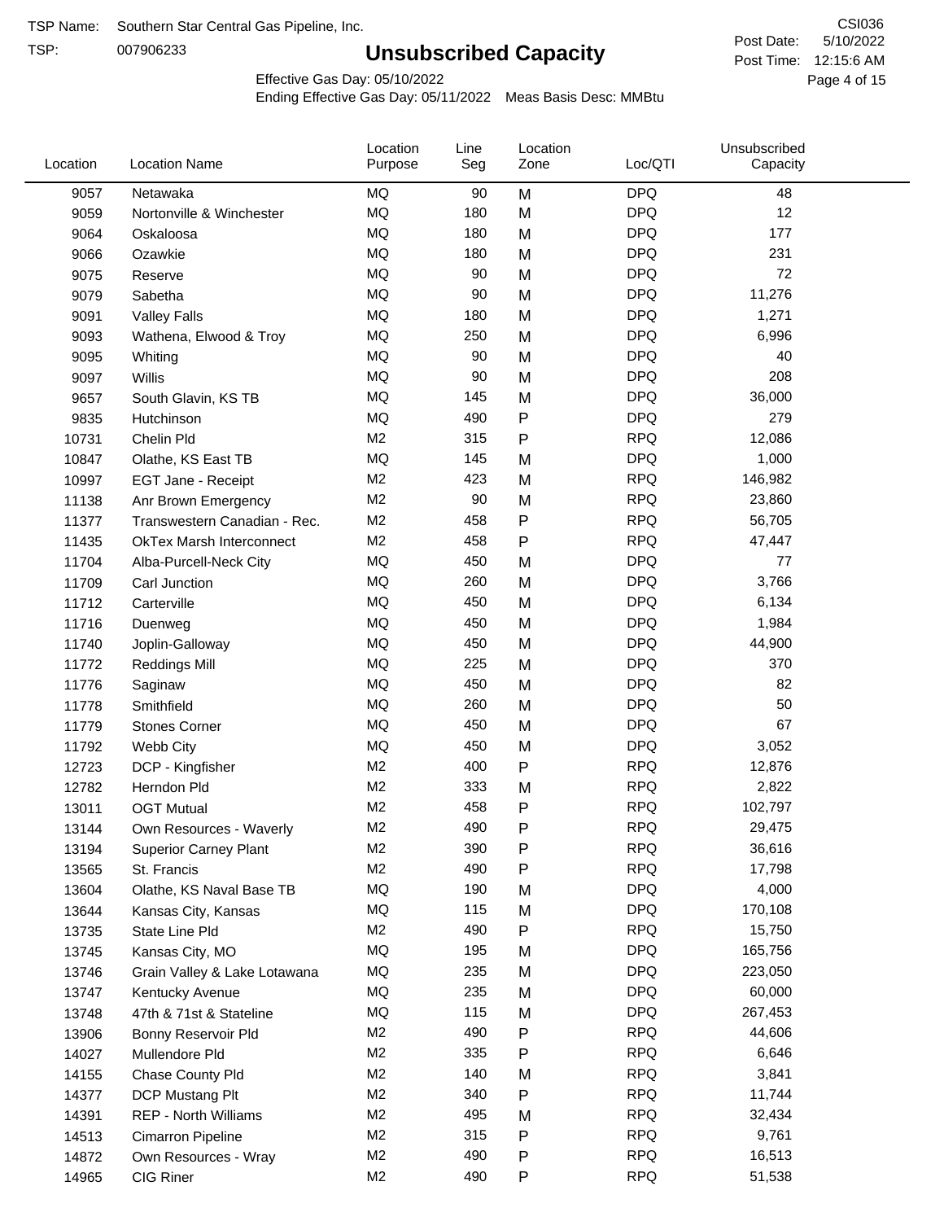TSP Name: Southern Star Central Gas Pipeline, Inc.

TSP: 007906233

# Unsubscribed Capacity

CSI036

Post Date: 5/10/2022

Post Time: 12:15:6 AM

Effective Gas Day: 05/10/2022

Ending Effective Gas Day: 05/11/2022 Meas Basis Desc: MMBtu

| Location | Location Name | Location Purpose | Line Seg | Location Zone | Loc/QTI | Unsubscribed Capacity |
|---|---|---|---|---|---|---|
| 9057 | Netawaka | MQ | 90 | M | DPQ | 48 |
| 9059 | Nortonville & Winchester | MQ | 180 | M | DPQ | 12 |
| 9064 | Oskaloosa | MQ | 180 | M | DPQ | 177 |
| 9066 | Ozawkie | MQ | 180 | M | DPQ | 231 |
| 9075 | Reserve | MQ | 90 | M | DPQ | 72 |
| 9079 | Sabetha | MQ | 90 | M | DPQ | 11,276 |
| 9091 | Valley Falls | MQ | 180 | M | DPQ | 1,271 |
| 9093 | Wathena, Elwood & Troy | MQ | 250 | M | DPQ | 6,996 |
| 9095 | Whiting | MQ | 90 | M | DPQ | 40 |
| 9097 | Willis | MQ | 90 | M | DPQ | 208 |
| 9657 | South Glavin, KS TB | MQ | 145 | M | DPQ | 36,000 |
| 9835 | Hutchinson | MQ | 490 | P | DPQ | 279 |
| 10731 | Chelin Pld | M2 | 315 | P | RPQ | 12,086 |
| 10847 | Olathe, KS East TB | MQ | 145 | M | DPQ | 1,000 |
| 10997 | EGT Jane - Receipt | M2 | 423 | M | RPQ | 146,982 |
| 11138 | Anr Brown Emergency | M2 | 90 | M | RPQ | 23,860 |
| 11377 | Transwestern Canadian - Rec. | M2 | 458 | P | RPQ | 56,705 |
| 11435 | OkTex Marsh Interconnect | M2 | 458 | P | RPQ | 47,447 |
| 11704 | Alba-Purcell-Neck City | MQ | 450 | M | DPQ | 77 |
| 11709 | Carl Junction | MQ | 260 | M | DPQ | 3,766 |
| 11712 | Carterville | MQ | 450 | M | DPQ | 6,134 |
| 11716 | Duenweg | MQ | 450 | M | DPQ | 1,984 |
| 11740 | Joplin-Galloway | MQ | 450 | M | DPQ | 44,900 |
| 11772 | Reddings Mill | MQ | 225 | M | DPQ | 370 |
| 11776 | Saginaw | MQ | 450 | M | DPQ | 82 |
| 11778 | Smithfield | MQ | 260 | M | DPQ | 50 |
| 11779 | Stones Corner | MQ | 450 | M | DPQ | 67 |
| 11792 | Webb City | MQ | 450 | M | DPQ | 3,052 |
| 12723 | DCP - Kingfisher | M2 | 400 | P | RPQ | 12,876 |
| 12782 | Herndon Pld | M2 | 333 | M | RPQ | 2,822 |
| 13011 | OGT Mutual | M2 | 458 | P | RPQ | 102,797 |
| 13144 | Own Resources - Waverly | M2 | 490 | P | RPQ | 29,475 |
| 13194 | Superior Carney Plant | M2 | 390 | P | RPQ | 36,616 |
| 13565 | St. Francis | M2 | 490 | P | RPQ | 17,798 |
| 13604 | Olathe, KS Naval Base TB | MQ | 190 | M | DPQ | 4,000 |
| 13644 | Kansas City, Kansas | MQ | 115 | M | DPQ | 170,108 |
| 13735 | State Line Pld | M2 | 490 | P | RPQ | 15,750 |
| 13745 | Kansas City, MO | MQ | 195 | M | DPQ | 165,756 |
| 13746 | Grain Valley & Lake Lotawana | MQ | 235 | M | DPQ | 223,050 |
| 13747 | Kentucky Avenue | MQ | 235 | M | DPQ | 60,000 |
| 13748 | 47th & 71st & Stateline | MQ | 115 | M | DPQ | 267,453 |
| 13906 | Bonny Reservoir Pld | M2 | 490 | P | RPQ | 44,606 |
| 14027 | Mullendore Pld | M2 | 335 | P | RPQ | 6,646 |
| 14155 | Chase County Pld | M2 | 140 | M | RPQ | 3,841 |
| 14377 | DCP Mustang Plt | M2 | 340 | P | RPQ | 11,744 |
| 14391 | REP - North Williams | M2 | 495 | M | RPQ | 32,434 |
| 14513 | Cimarron Pipeline | M2 | 315 | P | RPQ | 9,761 |
| 14872 | Own Resources - Wray | M2 | 490 | P | RPQ | 16,513 |
| 14965 | CIG Riner | M2 | 490 | P | RPQ | 51,538 |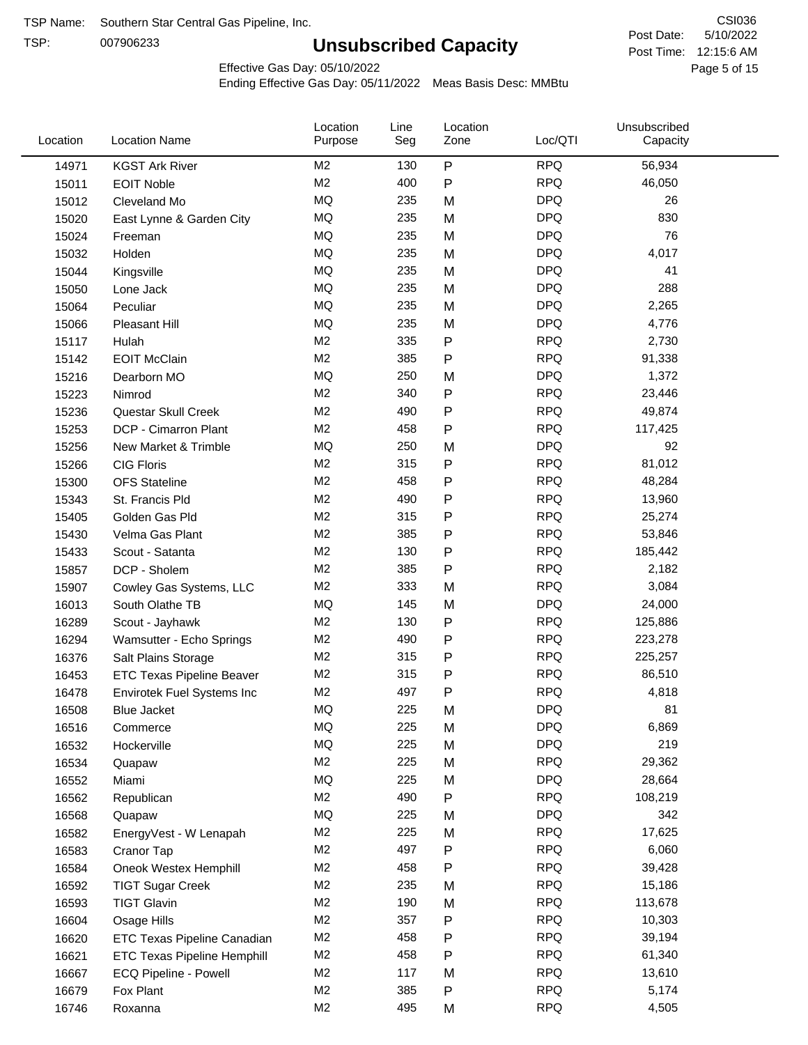TSP Name: Southern Star Central Gas Pipeline, Inc.

TSP: 007906233

# Unsubscribed Capacity

CSI036

Post Date: 5/10/2022

Post Time: 12:15:6 AM

Effective Gas Day: 05/10/2022

Ending Effective Gas Day: 05/11/2022 Meas Basis Desc: MMBtu

| Location | Location Name | Location Purpose | Line Seg | Location Zone | Loc/QTI | Unsubscribed Capacity |
|---|---|---|---|---|---|---|
| 14971 | KGST Ark River | M2 | 130 | P | RPQ | 56,934 |
| 15011 | EOIT Noble | M2 | 400 | P | RPQ | 46,050 |
| 15012 | Cleveland Mo | MQ | 235 | M | DPQ | 26 |
| 15020 | East Lynne & Garden City | MQ | 235 | M | DPQ | 830 |
| 15024 | Freeman | MQ | 235 | M | DPQ | 76 |
| 15032 | Holden | MQ | 235 | M | DPQ | 4,017 |
| 15044 | Kingsville | MQ | 235 | M | DPQ | 41 |
| 15050 | Lone Jack | MQ | 235 | M | DPQ | 288 |
| 15064 | Peculiar | MQ | 235 | M | DPQ | 2,265 |
| 15066 | Pleasant Hill | MQ | 235 | M | DPQ | 4,776 |
| 15117 | Hulah | M2 | 335 | P | RPQ | 2,730 |
| 15142 | EOIT McClain | M2 | 385 | P | RPQ | 91,338 |
| 15216 | Dearborn MO | MQ | 250 | M | DPQ | 1,372 |
| 15223 | Nimrod | M2 | 340 | P | RPQ | 23,446 |
| 15236 | Questar Skull Creek | M2 | 490 | P | RPQ | 49,874 |
| 15253 | DCP - Cimarron Plant | M2 | 458 | P | RPQ | 117,425 |
| 15256 | New Market & Trimble | MQ | 250 | M | DPQ | 92 |
| 15266 | CIG Floris | M2 | 315 | P | RPQ | 81,012 |
| 15300 | OFS Stateline | M2 | 458 | P | RPQ | 48,284 |
| 15343 | St. Francis Pld | M2 | 490 | P | RPQ | 13,960 |
| 15405 | Golden Gas Pld | M2 | 315 | P | RPQ | 25,274 |
| 15430 | Velma Gas Plant | M2 | 385 | P | RPQ | 53,846 |
| 15433 | Scout - Satanta | M2 | 130 | P | RPQ | 185,442 |
| 15857 | DCP - Sholem | M2 | 385 | P | RPQ | 2,182 |
| 15907 | Cowley Gas Systems, LLC | M2 | 333 | M | RPQ | 3,084 |
| 16013 | South Olathe TB | MQ | 145 | M | DPQ | 24,000 |
| 16289 | Scout - Jayhawk | M2 | 130 | P | RPQ | 125,886 |
| 16294 | Wamsutter - Echo Springs | M2 | 490 | P | RPQ | 223,278 |
| 16376 | Salt Plains Storage | M2 | 315 | P | RPQ | 225,257 |
| 16453 | ETC Texas Pipeline Beaver | M2 | 315 | P | RPQ | 86,510 |
| 16478 | Envirotek Fuel Systems Inc | M2 | 497 | P | RPQ | 4,818 |
| 16508 | Blue Jacket | MQ | 225 | M | DPQ | 81 |
| 16516 | Commerce | MQ | 225 | M | DPQ | 6,869 |
| 16532 | Hockerville | MQ | 225 | M | DPQ | 219 |
| 16534 | Quapaw | M2 | 225 | M | RPQ | 29,362 |
| 16552 | Miami | MQ | 225 | M | DPQ | 28,664 |
| 16562 | Republican | M2 | 490 | P | RPQ | 108,219 |
| 16568 | Quapaw | MQ | 225 | M | DPQ | 342 |
| 16582 | EnergyVest - W Lenapah | M2 | 225 | M | RPQ | 17,625 |
| 16583 | Cranor Tap | M2 | 497 | P | RPQ | 6,060 |
| 16584 | Oneok Westex Hemphill | M2 | 458 | P | RPQ | 39,428 |
| 16592 | TIGT Sugar Creek | M2 | 235 | M | RPQ | 15,186 |
| 16593 | TIGT Glavin | M2 | 190 | M | RPQ | 113,678 |
| 16604 | Osage Hills | M2 | 357 | P | RPQ | 10,303 |
| 16620 | ETC Texas Pipeline Canadian | M2 | 458 | P | RPQ | 39,194 |
| 16621 | ETC Texas Pipeline Hemphill | M2 | 458 | P | RPQ | 61,340 |
| 16667 | ECQ Pipeline - Powell | M2 | 117 | M | RPQ | 13,610 |
| 16679 | Fox Plant | M2 | 385 | P | RPQ | 5,174 |
| 16746 | Roxanna | M2 | 495 | M | RPQ | 4,505 |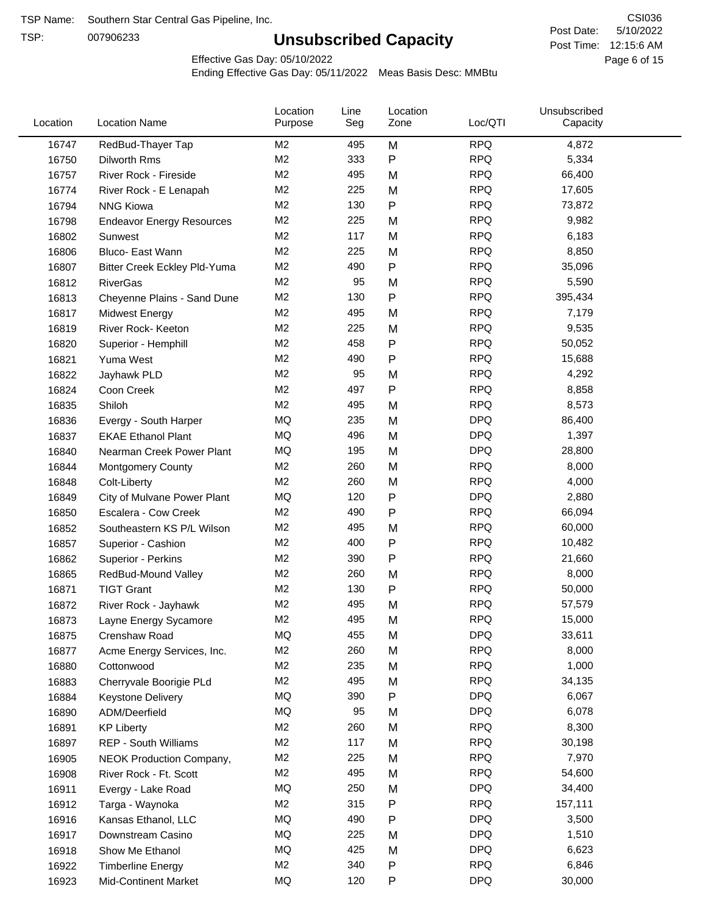TSP Name: Southern Star Central Gas Pipeline, Inc.
TSP: 007906233

# Unsubscribed Capacity

CSI036
Post Date: 5/10/2022
Post Time: 12:15:6 AM

Effective Gas Day: 05/10/2022
Ending Effective Gas Day: 05/11/2022 Meas Basis Desc: MMBtu

| Location | Location Name | Location Purpose | Line Seg | Location Zone | Loc/QTI | Unsubscribed Capacity |
|---|---|---|---|---|---|---|
| 16747 | RedBud-Thayer Tap | M2 | 495 | M | RPQ | 4,872 |
| 16750 | Dilworth Rms | M2 | 333 | P | RPQ | 5,334 |
| 16757 | River Rock - Fireside | M2 | 495 | M | RPQ | 66,400 |
| 16774 | River Rock - E Lenapah | M2 | 225 | M | RPQ | 17,605 |
| 16794 | NNG Kiowa | M2 | 130 | P | RPQ | 73,872 |
| 16798 | Endeavor Energy Resources | M2 | 225 | M | RPQ | 9,982 |
| 16802 | Sunwest | M2 | 117 | M | RPQ | 6,183 |
| 16806 | Bluco- East Wann | M2 | 225 | M | RPQ | 8,850 |
| 16807 | Bitter Creek Eckley Pld-Yuma | M2 | 490 | P | RPQ | 35,096 |
| 16812 | RiverGas | M2 | 95 | M | RPQ | 5,590 |
| 16813 | Cheyenne Plains - Sand Dune | M2 | 130 | P | RPQ | 395,434 |
| 16817 | Midwest Energy | M2 | 495 | M | RPQ | 7,179 |
| 16819 | River Rock- Keeton | M2 | 225 | M | RPQ | 9,535 |
| 16820 | Superior - Hemphill | M2 | 458 | P | RPQ | 50,052 |
| 16821 | Yuma West | M2 | 490 | P | RPQ | 15,688 |
| 16822 | Jayhawk PLD | M2 | 95 | M | RPQ | 4,292 |
| 16824 | Coon Creek | M2 | 497 | P | RPQ | 8,858 |
| 16835 | Shiloh | M2 | 495 | M | RPQ | 8,573 |
| 16836 | Evergy - South Harper | MQ | 235 | M | DPQ | 86,400 |
| 16837 | EKAE Ethanol Plant | MQ | 496 | M | DPQ | 1,397 |
| 16840 | Nearman Creek Power Plant | MQ | 195 | M | DPQ | 28,800 |
| 16844 | Montgomery County | M2 | 260 | M | RPQ | 8,000 |
| 16848 | Colt-Liberty | M2 | 260 | M | RPQ | 4,000 |
| 16849 | City of Mulvane Power Plant | MQ | 120 | P | DPQ | 2,880 |
| 16850 | Escalera - Cow Creek | M2 | 490 | P | RPQ | 66,094 |
| 16852 | Southeastern KS P/L Wilson | M2 | 495 | M | RPQ | 60,000 |
| 16857 | Superior - Cashion | M2 | 400 | P | RPQ | 10,482 |
| 16862 | Superior - Perkins | M2 | 390 | P | RPQ | 21,660 |
| 16865 | RedBud-Mound Valley | M2 | 260 | M | RPQ | 8,000 |
| 16871 | TIGT Grant | M2 | 130 | P | RPQ | 50,000 |
| 16872 | River Rock - Jayhawk | M2 | 495 | M | RPQ | 57,579 |
| 16873 | Layne Energy Sycamore | M2 | 495 | M | RPQ | 15,000 |
| 16875 | Crenshaw Road | MQ | 455 | M | DPQ | 33,611 |
| 16877 | Acme Energy Services, Inc. | M2 | 260 | M | RPQ | 8,000 |
| 16880 | Cottonwood | M2 | 235 | M | RPQ | 1,000 |
| 16883 | Cherryvale Boorigie PLd | M2 | 495 | M | RPQ | 34,135 |
| 16884 | Keystone Delivery | MQ | 390 | P | DPQ | 6,067 |
| 16890 | ADM/Deerfield | MQ | 95 | M | DPQ | 6,078 |
| 16891 | KP Liberty | M2 | 260 | M | RPQ | 8,300 |
| 16897 | REP - South Williams | M2 | 117 | M | RPQ | 30,198 |
| 16905 | NEOK Production Company, | M2 | 225 | M | RPQ | 7,970 |
| 16908 | River Rock - Ft. Scott | M2 | 495 | M | RPQ | 54,600 |
| 16911 | Evergy - Lake Road | MQ | 250 | M | DPQ | 34,400 |
| 16912 | Targa - Waynoka | M2 | 315 | P | RPQ | 157,111 |
| 16916 | Kansas Ethanol, LLC | MQ | 490 | P | DPQ | 3,500 |
| 16917 | Downstream Casino | MQ | 225 | M | DPQ | 1,510 |
| 16918 | Show Me Ethanol | MQ | 425 | M | DPQ | 6,623 |
| 16922 | Timberline Energy | M2 | 340 | P | RPQ | 6,846 |
| 16923 | Mid-Continent Market | MQ | 120 | P | DPQ | 30,000 |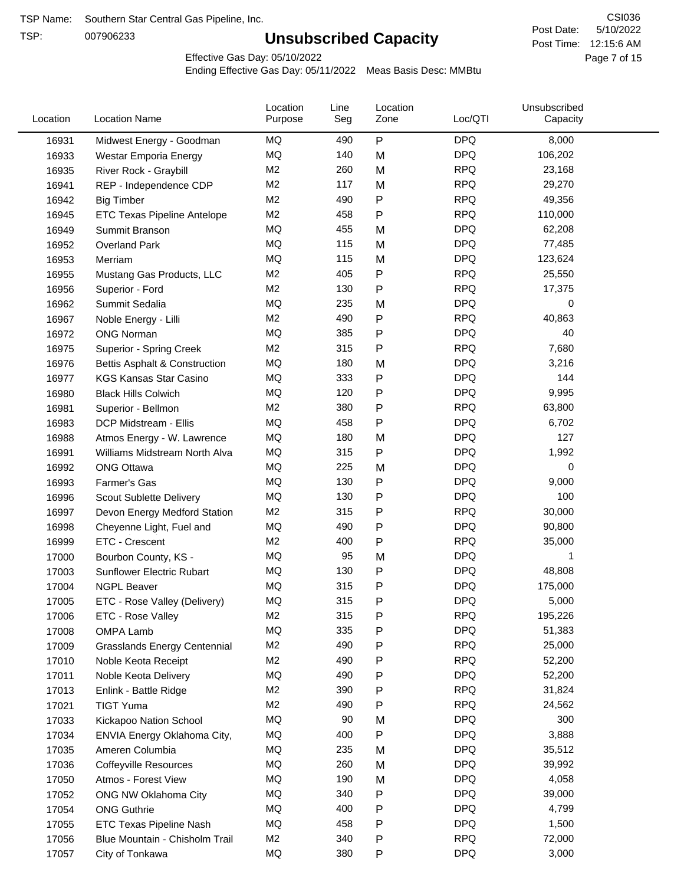TSP Name: Southern Star Central Gas Pipeline, Inc.

TSP: 007906233

# Unsubscribed Capacity

CSI036

Post Date: 5/10/2022

Post Time: 12:15:6 AM

Effective Gas Day: 05/10/2022

Ending Effective Gas Day: 05/11/2022 Meas Basis Desc: MMBtu

| Location | Location Name | Location Purpose | Line Seg | Location Zone | Loc/QTI | Unsubscribed Capacity |
|---|---|---|---|---|---|---|
| 16931 | Midwest Energy - Goodman | MQ | 490 | P | DPQ | 8,000 |
| 16933 | Westar Emporia Energy | MQ | 140 | M | DPQ | 106,202 |
| 16935 | River Rock - Graybill | M2 | 260 | M | RPQ | 23,168 |
| 16941 | REP - Independence CDP | M2 | 117 | M | RPQ | 29,270 |
| 16942 | Big Timber | M2 | 490 | P | RPQ | 49,356 |
| 16945 | ETC Texas Pipeline Antelope | M2 | 458 | P | RPQ | 110,000 |
| 16949 | Summit Branson | MQ | 455 | M | DPQ | 62,208 |
| 16952 | Overland Park | MQ | 115 | M | DPQ | 77,485 |
| 16953 | Merriam | MQ | 115 | M | DPQ | 123,624 |
| 16955 | Mustang Gas Products, LLC | M2 | 405 | P | RPQ | 25,550 |
| 16956 | Superior - Ford | M2 | 130 | P | RPQ | 17,375 |
| 16962 | Summit Sedalia | MQ | 235 | M | DPQ | 0 |
| 16967 | Noble Energy - Lilli | M2 | 490 | P | RPQ | 40,863 |
| 16972 | ONG Norman | MQ | 385 | P | DPQ | 40 |
| 16975 | Superior - Spring Creek | M2 | 315 | P | RPQ | 7,680 |
| 16976 | Bettis Asphalt & Construction | MQ | 180 | M | DPQ | 3,216 |
| 16977 | KGS Kansas Star Casino | MQ | 333 | P | DPQ | 144 |
| 16980 | Black Hills Colwich | MQ | 120 | P | DPQ | 9,995 |
| 16981 | Superior - Bellmon | M2 | 380 | P | RPQ | 63,800 |
| 16983 | DCP Midstream - Ellis | MQ | 458 | P | DPQ | 6,702 |
| 16988 | Atmos Energy - W. Lawrence | MQ | 180 | M | DPQ | 127 |
| 16991 | Williams Midstream North Alva | MQ | 315 | P | DPQ | 1,992 |
| 16992 | ONG Ottawa | MQ | 225 | M | DPQ | 0 |
| 16993 | Farmer's Gas | MQ | 130 | P | DPQ | 9,000 |
| 16996 | Scout Sublette Delivery | MQ | 130 | P | DPQ | 100 |
| 16997 | Devon Energy Medford Station | M2 | 315 | P | RPQ | 30,000 |
| 16998 | Cheyenne Light, Fuel and | MQ | 490 | P | DPQ | 90,800 |
| 16999 | ETC - Crescent | M2 | 400 | P | RPQ | 35,000 |
| 17000 | Bourbon County, KS - | MQ | 95 | M | DPQ | 1 |
| 17003 | Sunflower Electric Rubart | MQ | 130 | P | DPQ | 48,808 |
| 17004 | NGPL Beaver | MQ | 315 | P | DPQ | 175,000 |
| 17005 | ETC - Rose Valley (Delivery) | MQ | 315 | P | DPQ | 5,000 |
| 17006 | ETC - Rose Valley | M2 | 315 | P | RPQ | 195,226 |
| 17008 | OMPA Lamb | MQ | 335 | P | DPQ | 51,383 |
| 17009 | Grasslands Energy Centennial | M2 | 490 | P | RPQ | 25,000 |
| 17010 | Noble Keota Receipt | M2 | 490 | P | RPQ | 52,200 |
| 17011 | Noble Keota Delivery | MQ | 490 | P | DPQ | 52,200 |
| 17013 | Enlink - Battle Ridge | M2 | 390 | P | RPQ | 31,824 |
| 17021 | TIGT Yuma | M2 | 490 | P | RPQ | 24,562 |
| 17033 | Kickapoo Nation School | MQ | 90 | M | DPQ | 300 |
| 17034 | ENVIA Energy Oklahoma City, | MQ | 400 | P | DPQ | 3,888 |
| 17035 | Ameren Columbia | MQ | 235 | M | DPQ | 35,512 |
| 17036 | Coffeyville Resources | MQ | 260 | M | DPQ | 39,992 |
| 17050 | Atmos - Forest View | MQ | 190 | M | DPQ | 4,058 |
| 17052 | ONG NW Oklahoma City | MQ | 340 | P | DPQ | 39,000 |
| 17054 | ONG Guthrie | MQ | 400 | P | DPQ | 4,799 |
| 17055 | ETC Texas Pipeline Nash | MQ | 458 | P | DPQ | 1,500 |
| 17056 | Blue Mountain - Chisholm Trail | M2 | 340 | P | RPQ | 72,000 |
| 17057 | City of Tonkawa | MQ | 380 | P | DPQ | 3,000 |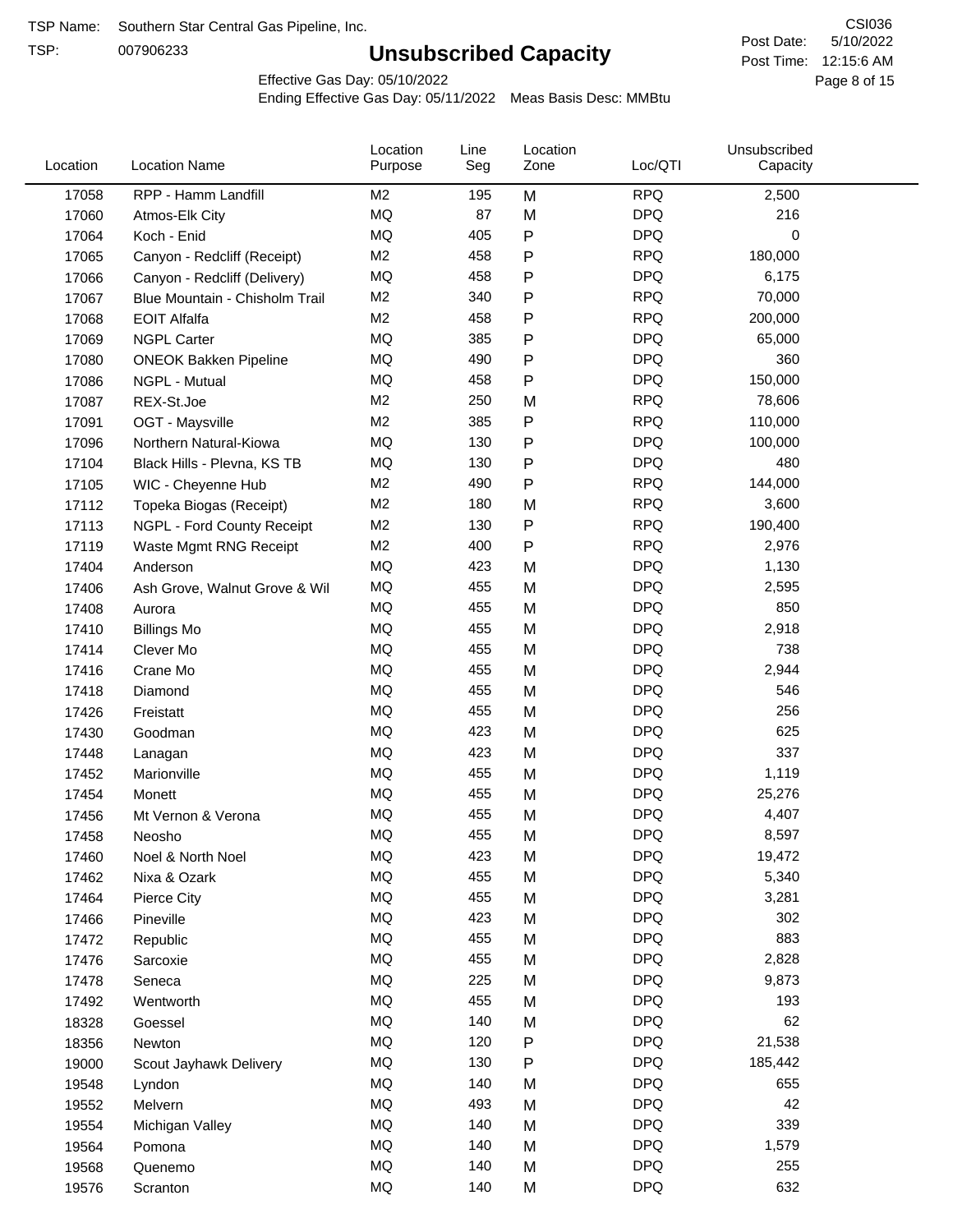TSP Name: Southern Star Central Gas Pipeline, Inc.

TSP: 007906233

# Unsubscribed Capacity

CSI036

Post Date: 5/10/2022

Post Time: 12:15:6 AM

Effective Gas Day: 05/10/2022

Ending Effective Gas Day: 05/11/2022 Meas Basis Desc: MMBtu

| Location | Location Name | Location Purpose | Line Seg | Location Zone | Loc/QTI | Unsubscribed Capacity |
|---|---|---|---|---|---|---|
| 17058 | RPP - Hamm Landfill | M2 | 195 | M | RPQ | 2,500 |
| 17060 | Atmos-Elk City | MQ | 87 | M | DPQ | 216 |
| 17064 | Koch - Enid | MQ | 405 | P | DPQ | 0 |
| 17065 | Canyon - Redcliff (Receipt) | M2 | 458 | P | RPQ | 180,000 |
| 17066 | Canyon - Redcliff (Delivery) | MQ | 458 | P | DPQ | 6,175 |
| 17067 | Blue Mountain - Chisholm Trail | M2 | 340 | P | RPQ | 70,000 |
| 17068 | EOIT Alfalfa | M2 | 458 | P | RPQ | 200,000 |
| 17069 | NGPL Carter | MQ | 385 | P | DPQ | 65,000 |
| 17080 | ONEOK Bakken Pipeline | MQ | 490 | P | DPQ | 360 |
| 17086 | NGPL - Mutual | MQ | 458 | P | DPQ | 150,000 |
| 17087 | REX-St.Joe | M2 | 250 | M | RPQ | 78,606 |
| 17091 | OGT - Maysville | M2 | 385 | P | RPQ | 110,000 |
| 17096 | Northern Natural-Kiowa | MQ | 130 | P | DPQ | 100,000 |
| 17104 | Black Hills - Plevna, KS TB | MQ | 130 | P | DPQ | 480 |
| 17105 | WIC - Cheyenne Hub | M2 | 490 | P | RPQ | 144,000 |
| 17112 | Topeka Biogas (Receipt) | M2 | 180 | M | RPQ | 3,600 |
| 17113 | NGPL - Ford County Receipt | M2 | 130 | P | RPQ | 190,400 |
| 17119 | Waste Mgmt RNG Receipt | M2 | 400 | P | RPQ | 2,976 |
| 17404 | Anderson | MQ | 423 | M | DPQ | 1,130 |
| 17406 | Ash Grove, Walnut Grove & Wil | MQ | 455 | M | DPQ | 2,595 |
| 17408 | Aurora | MQ | 455 | M | DPQ | 850 |
| 17410 | Billings Mo | MQ | 455 | M | DPQ | 2,918 |
| 17414 | Clever Mo | MQ | 455 | M | DPQ | 738 |
| 17416 | Crane Mo | MQ | 455 | M | DPQ | 2,944 |
| 17418 | Diamond | MQ | 455 | M | DPQ | 546 |
| 17426 | Freistatt | MQ | 455 | M | DPQ | 256 |
| 17430 | Goodman | MQ | 423 | M | DPQ | 625 |
| 17448 | Lanagan | MQ | 423 | M | DPQ | 337 |
| 17452 | Marionville | MQ | 455 | M | DPQ | 1,119 |
| 17454 | Monett | MQ | 455 | M | DPQ | 25,276 |
| 17456 | Mt Vernon & Verona | MQ | 455 | M | DPQ | 4,407 |
| 17458 | Neosho | MQ | 455 | M | DPQ | 8,597 |
| 17460 | Noel & North Noel | MQ | 423 | M | DPQ | 19,472 |
| 17462 | Nixa & Ozark | MQ | 455 | M | DPQ | 5,340 |
| 17464 | Pierce City | MQ | 455 | M | DPQ | 3,281 |
| 17466 | Pineville | MQ | 423 | M | DPQ | 302 |
| 17472 | Republic | MQ | 455 | M | DPQ | 883 |
| 17476 | Sarcoxie | MQ | 455 | M | DPQ | 2,828 |
| 17478 | Seneca | MQ | 225 | M | DPQ | 9,873 |
| 17492 | Wentworth | MQ | 455 | M | DPQ | 193 |
| 18328 | Goessel | MQ | 140 | M | DPQ | 62 |
| 18356 | Newton | MQ | 120 | P | DPQ | 21,538 |
| 19000 | Scout Jayhawk Delivery | MQ | 130 | P | DPQ | 185,442 |
| 19548 | Lyndon | MQ | 140 | M | DPQ | 655 |
| 19552 | Melvern | MQ | 493 | M | DPQ | 42 |
| 19554 | Michigan Valley | MQ | 140 | M | DPQ | 339 |
| 19564 | Pomona | MQ | 140 | M | DPQ | 1,579 |
| 19568 | Quenemo | MQ | 140 | M | DPQ | 255 |
| 19576 | Scranton | MQ | 140 | M | DPQ | 632 |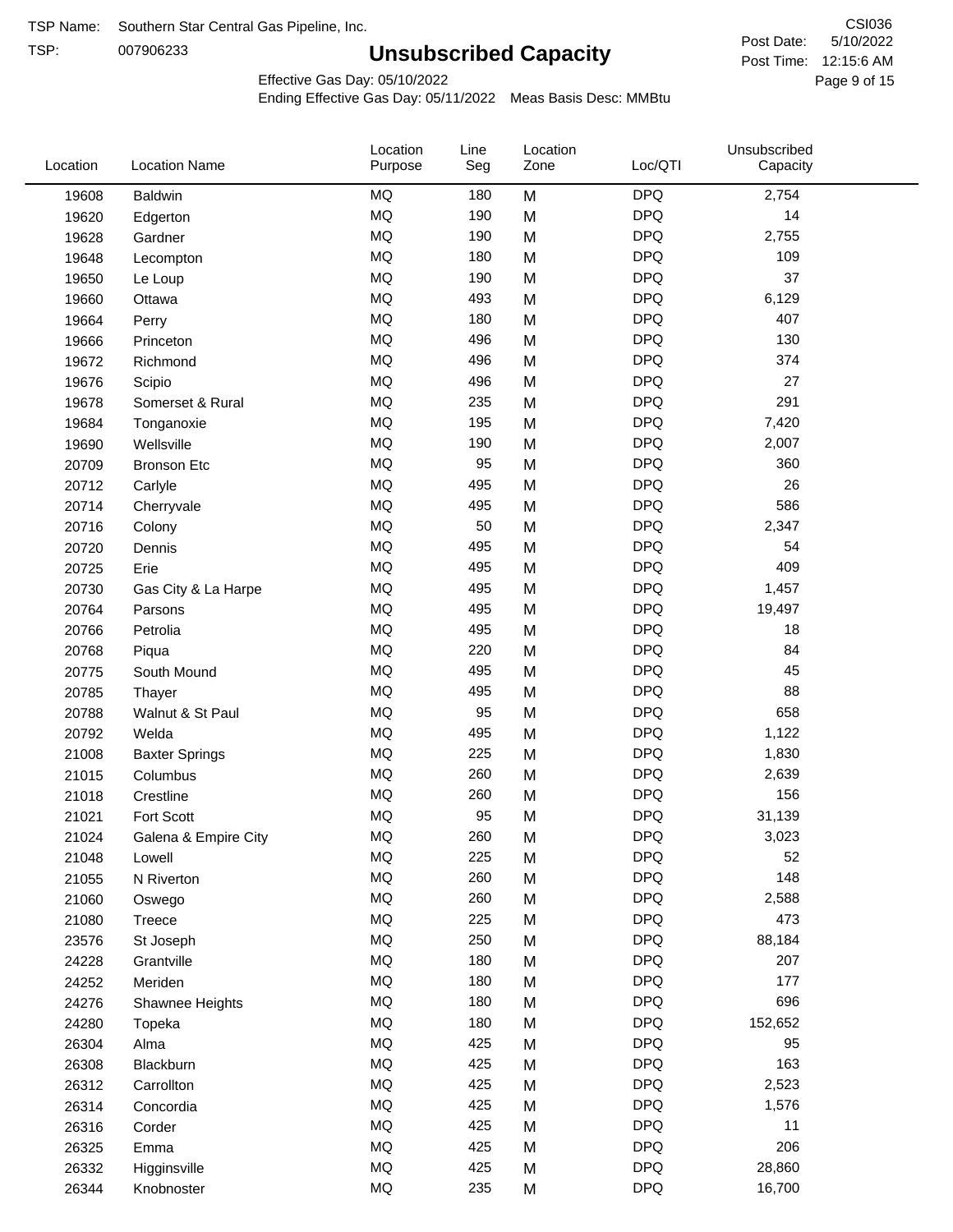TSP Name: Southern Star Central Gas Pipeline, Inc.

TSP: 007906233

# Unsubscribed Capacity

CSI036

Post Date: 5/10/2022

Post Time: 12:15:6 AM

Effective Gas Day: 05/10/2022

Ending Effective Gas Day: 05/11/2022 Meas Basis Desc: MMBtu

| Location | Location Name | Location Purpose | Line Seg | Location Zone | Loc/QTI | Unsubscribed Capacity |
|---|---|---|---|---|---|---|
| 19608 | Baldwin | MQ | 180 | M | DPQ | 2,754 |
| 19620 | Edgerton | MQ | 190 | M | DPQ | 14 |
| 19628 | Gardner | MQ | 190 | M | DPQ | 2,755 |
| 19648 | Lecompton | MQ | 180 | M | DPQ | 109 |
| 19650 | Le Loup | MQ | 190 | M | DPQ | 37 |
| 19660 | Ottawa | MQ | 493 | M | DPQ | 6,129 |
| 19664 | Perry | MQ | 180 | M | DPQ | 407 |
| 19666 | Princeton | MQ | 496 | M | DPQ | 130 |
| 19672 | Richmond | MQ | 496 | M | DPQ | 374 |
| 19676 | Scipio | MQ | 496 | M | DPQ | 27 |
| 19678 | Somerset & Rural | MQ | 235 | M | DPQ | 291 |
| 19684 | Tonganoxie | MQ | 195 | M | DPQ | 7,420 |
| 19690 | Wellsville | MQ | 190 | M | DPQ | 2,007 |
| 20709 | Bronson Etc | MQ | 95 | M | DPQ | 360 |
| 20712 | Carlyle | MQ | 495 | M | DPQ | 26 |
| 20714 | Cherryvale | MQ | 495 | M | DPQ | 586 |
| 20716 | Colony | MQ | 50 | M | DPQ | 2,347 |
| 20720 | Dennis | MQ | 495 | M | DPQ | 54 |
| 20725 | Erie | MQ | 495 | M | DPQ | 409 |
| 20730 | Gas City & La Harpe | MQ | 495 | M | DPQ | 1,457 |
| 20764 | Parsons | MQ | 495 | M | DPQ | 19,497 |
| 20766 | Petrolia | MQ | 495 | M | DPQ | 18 |
| 20768 | Piqua | MQ | 220 | M | DPQ | 84 |
| 20775 | South Mound | MQ | 495 | M | DPQ | 45 |
| 20785 | Thayer | MQ | 495 | M | DPQ | 88 |
| 20788 | Walnut & St Paul | MQ | 95 | M | DPQ | 658 |
| 20792 | Welda | MQ | 495 | M | DPQ | 1,122 |
| 21008 | Baxter Springs | MQ | 225 | M | DPQ | 1,830 |
| 21015 | Columbus | MQ | 260 | M | DPQ | 2,639 |
| 21018 | Crestline | MQ | 260 | M | DPQ | 156 |
| 21021 | Fort Scott | MQ | 95 | M | DPQ | 31,139 |
| 21024 | Galena & Empire City | MQ | 260 | M | DPQ | 3,023 |
| 21048 | Lowell | MQ | 225 | M | DPQ | 52 |
| 21055 | N Riverton | MQ | 260 | M | DPQ | 148 |
| 21060 | Oswego | MQ | 260 | M | DPQ | 2,588 |
| 21080 | Treece | MQ | 225 | M | DPQ | 473 |
| 23576 | St Joseph | MQ | 250 | M | DPQ | 88,184 |
| 24228 | Grantville | MQ | 180 | M | DPQ | 207 |
| 24252 | Meriden | MQ | 180 | M | DPQ | 177 |
| 24276 | Shawnee Heights | MQ | 180 | M | DPQ | 696 |
| 24280 | Topeka | MQ | 180 | M | DPQ | 152,652 |
| 26304 | Alma | MQ | 425 | M | DPQ | 95 |
| 26308 | Blackburn | MQ | 425 | M | DPQ | 163 |
| 26312 | Carrollton | MQ | 425 | M | DPQ | 2,523 |
| 26314 | Concordia | MQ | 425 | M | DPQ | 1,576 |
| 26316 | Corder | MQ | 425 | M | DPQ | 11 |
| 26325 | Emma | MQ | 425 | M | DPQ | 206 |
| 26332 | Higginsville | MQ | 425 | M | DPQ | 28,860 |
| 26344 | Knobnoster | MQ | 235 | M | DPQ | 16,700 |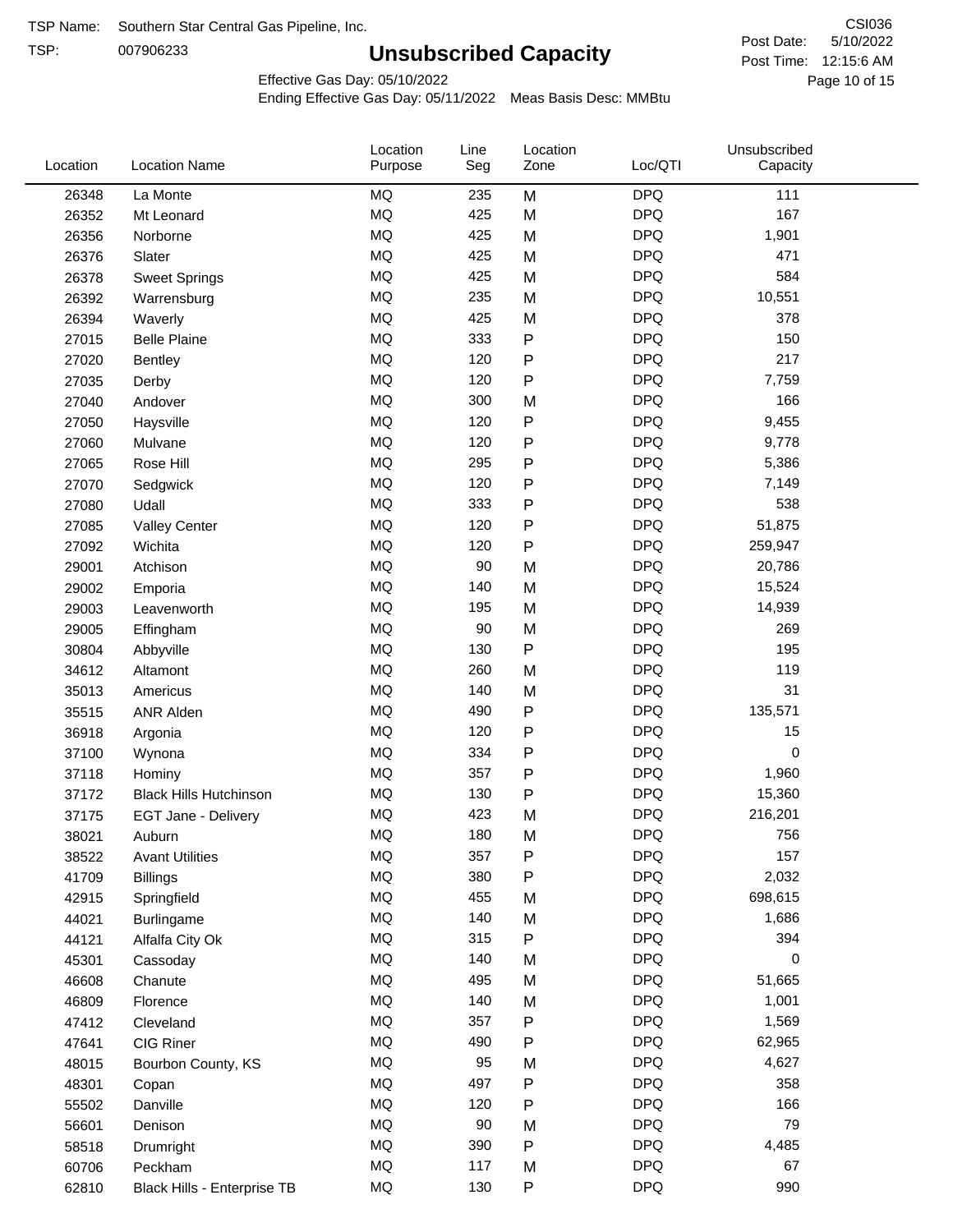TSP Name: Southern Star Central Gas Pipeline, Inc.

TSP: 007906233

# Unsubscribed Capacity

CSI036

Post Date: 5/10/2022

Post Time: 12:15:6 AM

Effective Gas Day: 05/10/2022

Ending Effective Gas Day: 05/11/2022 Meas Basis Desc: MMBtu

| Location | Location Name | Location Purpose | Line Seg | Location Zone | Loc/QTI | Unsubscribed Capacity |
|---|---|---|---|---|---|---|
| 26348 | La Monte | MQ | 235 | M | DPQ | 111 |
| 26352 | Mt Leonard | MQ | 425 | M | DPQ | 167 |
| 26356 | Norborne | MQ | 425 | M | DPQ | 1,901 |
| 26376 | Slater | MQ | 425 | M | DPQ | 471 |
| 26378 | Sweet Springs | MQ | 425 | M | DPQ | 584 |
| 26392 | Warrensburg | MQ | 235 | M | DPQ | 10,551 |
| 26394 | Waverly | MQ | 425 | M | DPQ | 378 |
| 27015 | Belle Plaine | MQ | 333 | P | DPQ | 150 |
| 27020 | Bentley | MQ | 120 | P | DPQ | 217 |
| 27035 | Derby | MQ | 120 | P | DPQ | 7,759 |
| 27040 | Andover | MQ | 300 | M | DPQ | 166 |
| 27050 | Haysville | MQ | 120 | P | DPQ | 9,455 |
| 27060 | Mulvane | MQ | 120 | P | DPQ | 9,778 |
| 27065 | Rose Hill | MQ | 295 | P | DPQ | 5,386 |
| 27070 | Sedgwick | MQ | 120 | P | DPQ | 7,149 |
| 27080 | Udall | MQ | 333 | P | DPQ | 538 |
| 27085 | Valley Center | MQ | 120 | P | DPQ | 51,875 |
| 27092 | Wichita | MQ | 120 | P | DPQ | 259,947 |
| 29001 | Atchison | MQ | 90 | M | DPQ | 20,786 |
| 29002 | Emporia | MQ | 140 | M | DPQ | 15,524 |
| 29003 | Leavenworth | MQ | 195 | M | DPQ | 14,939 |
| 29005 | Effingham | MQ | 90 | M | DPQ | 269 |
| 30804 | Abbyville | MQ | 130 | P | DPQ | 195 |
| 34612 | Altamont | MQ | 260 | M | DPQ | 119 |
| 35013 | Americus | MQ | 140 | M | DPQ | 31 |
| 35515 | ANR Alden | MQ | 490 | P | DPQ | 135,571 |
| 36918 | Argonia | MQ | 120 | P | DPQ | 15 |
| 37100 | Wynona | MQ | 334 | P | DPQ | 0 |
| 37118 | Hominy | MQ | 357 | P | DPQ | 1,960 |
| 37172 | Black Hills Hutchinson | MQ | 130 | P | DPQ | 15,360 |
| 37175 | EGT Jane - Delivery | MQ | 423 | M | DPQ | 216,201 |
| 38021 | Auburn | MQ | 180 | M | DPQ | 756 |
| 38522 | Avant Utilities | MQ | 357 | P | DPQ | 157 |
| 41709 | Billings | MQ | 380 | P | DPQ | 2,032 |
| 42915 | Springfield | MQ | 455 | M | DPQ | 698,615 |
| 44021 | Burlingame | MQ | 140 | M | DPQ | 1,686 |
| 44121 | Alfalfa City Ok | MQ | 315 | P | DPQ | 394 |
| 45301 | Cassoday | MQ | 140 | M | DPQ | 0 |
| 46608 | Chanute | MQ | 495 | M | DPQ | 51,665 |
| 46809 | Florence | MQ | 140 | M | DPQ | 1,001 |
| 47412 | Cleveland | MQ | 357 | P | DPQ | 1,569 |
| 47641 | CIG Riner | MQ | 490 | P | DPQ | 62,965 |
| 48015 | Bourbon County, KS | MQ | 95 | M | DPQ | 4,627 |
| 48301 | Copan | MQ | 497 | P | DPQ | 358 |
| 55502 | Danville | MQ | 120 | P | DPQ | 166 |
| 56601 | Denison | MQ | 90 | M | DPQ | 79 |
| 58518 | Drumright | MQ | 390 | P | DPQ | 4,485 |
| 60706 | Peckham | MQ | 117 | M | DPQ | 67 |
| 62810 | Black Hills - Enterprise TB | MQ | 130 | P | DPQ | 990 |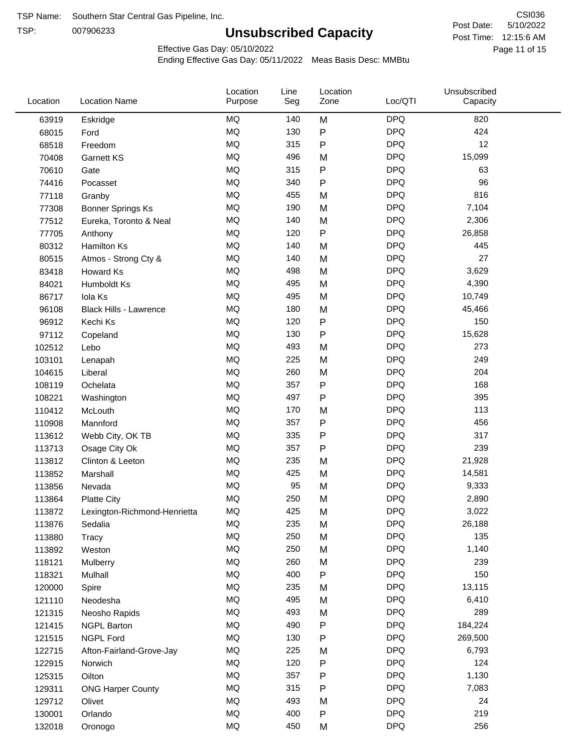TSP Name: Southern Star Central Gas Pipeline, Inc.

TSP: 007906233

# Unsubscribed Capacity

CSI036

Post Date: 5/10/2022

Post Time: 12:15:6 AM

Effective Gas Day: 05/10/2022

Ending Effective Gas Day: 05/11/2022 Meas Basis Desc: MMBtu

| Location | Location Name | Location Purpose | Line Seg | Location Zone | Loc/QTI | Unsubscribed Capacity |
|---|---|---|---|---|---|---|
| 63919 | Eskridge | MQ | 140 | M | DPQ | 820 |
| 68015 | Ford | MQ | 130 | P | DPQ | 424 |
| 68518 | Freedom | MQ | 315 | P | DPQ | 12 |
| 70408 | Garnett KS | MQ | 496 | M | DPQ | 15,099 |
| 70610 | Gate | MQ | 315 | P | DPQ | 63 |
| 74416 | Pocasset | MQ | 340 | P | DPQ | 96 |
| 77118 | Granby | MQ | 455 | M | DPQ | 816 |
| 77308 | Bonner Springs Ks | MQ | 190 | M | DPQ | 7,104 |
| 77512 | Eureka, Toronto & Neal | MQ | 140 | M | DPQ | 2,306 |
| 77705 | Anthony | MQ | 120 | P | DPQ | 26,858 |
| 80312 | Hamilton Ks | MQ | 140 | M | DPQ | 445 |
| 80515 | Atmos - Strong Cty & | MQ | 140 | M | DPQ | 27 |
| 83418 | Howard Ks | MQ | 498 | M | DPQ | 3,629 |
| 84021 | Humboldt Ks | MQ | 495 | M | DPQ | 4,390 |
| 86717 | Iola Ks | MQ | 495 | M | DPQ | 10,749 |
| 96108 | Black Hills - Lawrence | MQ | 180 | M | DPQ | 45,466 |
| 96912 | Kechi Ks | MQ | 120 | P | DPQ | 150 |
| 97112 | Copeland | MQ | 130 | P | DPQ | 15,628 |
| 102512 | Lebo | MQ | 493 | M | DPQ | 273 |
| 103101 | Lenapah | MQ | 225 | M | DPQ | 249 |
| 104615 | Liberal | MQ | 260 | M | DPQ | 204 |
| 108119 | Ochelata | MQ | 357 | P | DPQ | 168 |
| 108221 | Washington | MQ | 497 | P | DPQ | 395 |
| 110412 | McLouth | MQ | 170 | M | DPQ | 113 |
| 110908 | Mannford | MQ | 357 | P | DPQ | 456 |
| 113612 | Webb City, OK TB | MQ | 335 | P | DPQ | 317 |
| 113713 | Osage City Ok | MQ | 357 | P | DPQ | 239 |
| 113812 | Clinton & Leeton | MQ | 235 | M | DPQ | 21,928 |
| 113852 | Marshall | MQ | 425 | M | DPQ | 14,581 |
| 113856 | Nevada | MQ | 95 | M | DPQ | 9,333 |
| 113864 | Platte City | MQ | 250 | M | DPQ | 2,890 |
| 113872 | Lexington-Richmond-Henrietta | MQ | 425 | M | DPQ | 3,022 |
| 113876 | Sedalia | MQ | 235 | M | DPQ | 26,188 |
| 113880 | Tracy | MQ | 250 | M | DPQ | 135 |
| 113892 | Weston | MQ | 250 | M | DPQ | 1,140 |
| 118121 | Mulberry | MQ | 260 | M | DPQ | 239 |
| 118321 | Mulhall | MQ | 400 | P | DPQ | 150 |
| 120000 | Spire | MQ | 235 | M | DPQ | 13,115 |
| 121110 | Neodesha | MQ | 495 | M | DPQ | 6,410 |
| 121315 | Neosho Rapids | MQ | 493 | M | DPQ | 289 |
| 121415 | NGPL Barton | MQ | 490 | P | DPQ | 184,224 |
| 121515 | NGPL Ford | MQ | 130 | P | DPQ | 269,500 |
| 122715 | Afton-Fairland-Grove-Jay | MQ | 225 | M | DPQ | 6,793 |
| 122915 | Norwich | MQ | 120 | P | DPQ | 124 |
| 125315 | Oilton | MQ | 357 | P | DPQ | 1,130 |
| 129311 | ONG Harper County | MQ | 315 | P | DPQ | 7,083 |
| 129712 | Olivet | MQ | 493 | M | DPQ | 24 |
| 130001 | Orlando | MQ | 400 | P | DPQ | 219 |
| 132018 | Oronogo | MQ | 450 | M | DPQ | 256 |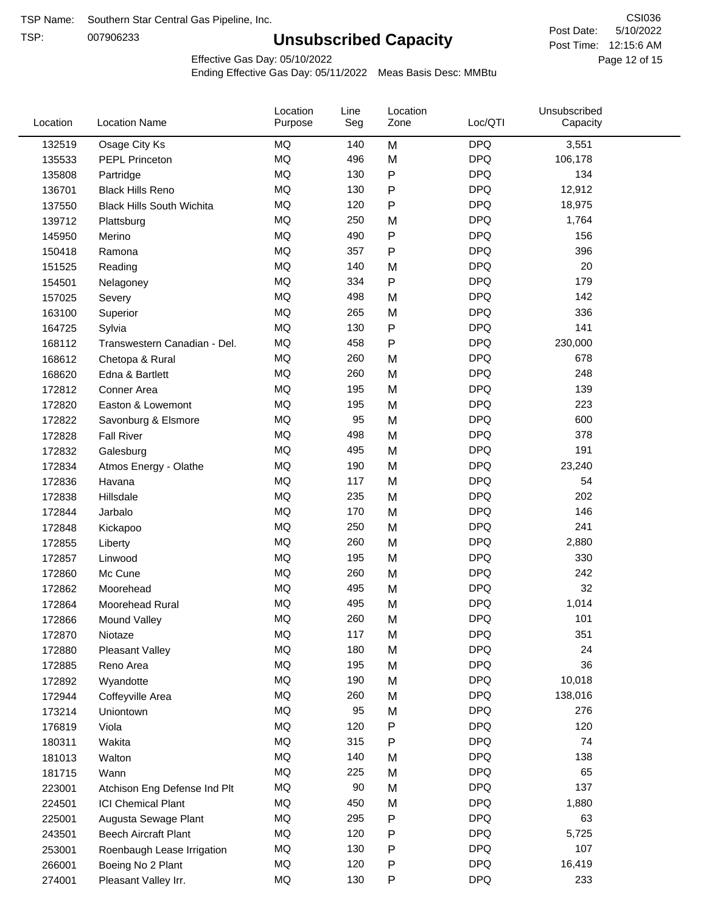TSP Name: Southern Star Central Gas Pipeline, Inc.

TSP: 007906233

# Unsubscribed Capacity

CSI036

Post Date: 5/10/2022

Post Time: 12:15:6 AM

Effective Gas Day: 05/10/2022

Ending Effective Gas Day: 05/11/2022 Meas Basis Desc: MMBtu

| Location | Location Name | Location Purpose | Line Seg | Location Zone | Loc/QTI | Unsubscribed Capacity |
|---|---|---|---|---|---|---|
| 132519 | Osage City Ks | MQ | 140 | M | DPQ | 3,551 |
| 135533 | PEPL Princeton | MQ | 496 | M | DPQ | 106,178 |
| 135808 | Partridge | MQ | 130 | P | DPQ | 134 |
| 136701 | Black Hills Reno | MQ | 130 | P | DPQ | 12,912 |
| 137550 | Black Hills South Wichita | MQ | 120 | P | DPQ | 18,975 |
| 139712 | Plattsburg | MQ | 250 | M | DPQ | 1,764 |
| 145950 | Merino | MQ | 490 | P | DPQ | 156 |
| 150418 | Ramona | MQ | 357 | P | DPQ | 396 |
| 151525 | Reading | MQ | 140 | M | DPQ | 20 |
| 154501 | Nelagoney | MQ | 334 | P | DPQ | 179 |
| 157025 | Severy | MQ | 498 | M | DPQ | 142 |
| 163100 | Superior | MQ | 265 | M | DPQ | 336 |
| 164725 | Sylvia | MQ | 130 | P | DPQ | 141 |
| 168112 | Transwestern Canadian - Del. | MQ | 458 | P | DPQ | 230,000 |
| 168612 | Chetopa & Rural | MQ | 260 | M | DPQ | 678 |
| 168620 | Edna & Bartlett | MQ | 260 | M | DPQ | 248 |
| 172812 | Conner Area | MQ | 195 | M | DPQ | 139 |
| 172820 | Easton & Lowemont | MQ | 195 | M | DPQ | 223 |
| 172822 | Savonburg & Elsmore | MQ | 95 | M | DPQ | 600 |
| 172828 | Fall River | MQ | 498 | M | DPQ | 378 |
| 172832 | Galesburg | MQ | 495 | M | DPQ | 191 |
| 172834 | Atmos Energy - Olathe | MQ | 190 | M | DPQ | 23,240 |
| 172836 | Havana | MQ | 117 | M | DPQ | 54 |
| 172838 | Hillsdale | MQ | 235 | M | DPQ | 202 |
| 172844 | Jarbalo | MQ | 170 | M | DPQ | 146 |
| 172848 | Kickapoo | MQ | 250 | M | DPQ | 241 |
| 172855 | Liberty | MQ | 260 | M | DPQ | 2,880 |
| 172857 | Linwood | MQ | 195 | M | DPQ | 330 |
| 172860 | Mc Cune | MQ | 260 | M | DPQ | 242 |
| 172862 | Moorehead | MQ | 495 | M | DPQ | 32 |
| 172864 | Moorehead Rural | MQ | 495 | M | DPQ | 1,014 |
| 172866 | Mound Valley | MQ | 260 | M | DPQ | 101 |
| 172870 | Niotaze | MQ | 117 | M | DPQ | 351 |
| 172880 | Pleasant Valley | MQ | 180 | M | DPQ | 24 |
| 172885 | Reno Area | MQ | 195 | M | DPQ | 36 |
| 172892 | Wyandotte | MQ | 190 | M | DPQ | 10,018 |
| 172944 | Coffeyville Area | MQ | 260 | M | DPQ | 138,016 |
| 173214 | Uniontown | MQ | 95 | M | DPQ | 276 |
| 176819 | Viola | MQ | 120 | P | DPQ | 120 |
| 180311 | Wakita | MQ | 315 | P | DPQ | 74 |
| 181013 | Walton | MQ | 140 | M | DPQ | 138 |
| 181715 | Wann | MQ | 225 | M | DPQ | 65 |
| 223001 | Atchison Eng Defense Ind Plt | MQ | 90 | M | DPQ | 137 |
| 224501 | ICI Chemical Plant | MQ | 450 | M | DPQ | 1,880 |
| 225001 | Augusta Sewage Plant | MQ | 295 | P | DPQ | 63 |
| 243501 | Beech Aircraft Plant | MQ | 120 | P | DPQ | 5,725 |
| 253001 | Roenbaugh Lease Irrigation | MQ | 130 | P | DPQ | 107 |
| 266001 | Boeing No 2 Plant | MQ | 120 | P | DPQ | 16,419 |
| 274001 | Pleasant Valley Irr. | MQ | 130 | P | DPQ | 233 |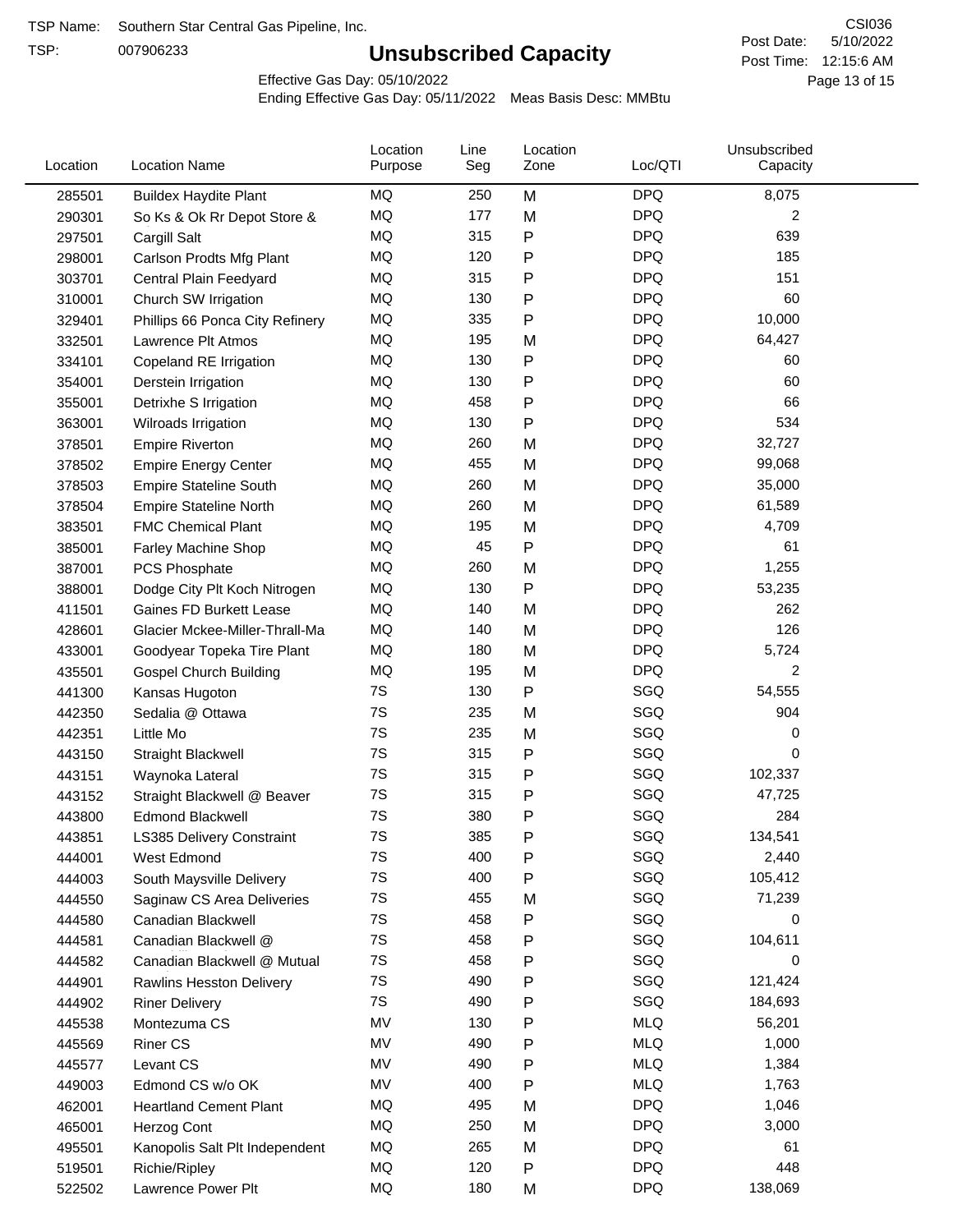TSP Name: Southern Star Central Gas Pipeline, Inc.

TSP: 007906233

# Unsubscribed Capacity

CSI036

Post Date: 5/10/2022

Post Time: 12:15:6 AM

Effective Gas Day: 05/10/2022

Ending Effective Gas Day: 05/11/2022 Meas Basis Desc: MMBtu

| Location | Location Name | Location Purpose | Line Seg | Location Zone | Loc/QTI | Unsubscribed Capacity |
|---|---|---|---|---|---|---|
| 285501 | Buildex Haydite Plant | MQ | 250 | M | DPQ | 8,075 |
| 290301 | So Ks & Ok Rr Depot Store & | MQ | 177 | M | DPQ | 2 |
| 297501 | Cargill Salt | MQ | 315 | P | DPQ | 639 |
| 298001 | Carlson Prodts Mfg Plant | MQ | 120 | P | DPQ | 185 |
| 303701 | Central Plain Feedyard | MQ | 315 | P | DPQ | 151 |
| 310001 | Church SW Irrigation | MQ | 130 | P | DPQ | 60 |
| 329401 | Phillips 66 Ponca City Refinery | MQ | 335 | P | DPQ | 10,000 |
| 332501 | Lawrence Plt Atmos | MQ | 195 | M | DPQ | 64,427 |
| 334101 | Copeland RE Irrigation | MQ | 130 | P | DPQ | 60 |
| 354001 | Derstein Irrigation | MQ | 130 | P | DPQ | 60 |
| 355001 | Detrixhe S Irrigation | MQ | 458 | P | DPQ | 66 |
| 363001 | Wilroads Irrigation | MQ | 130 | P | DPQ | 534 |
| 378501 | Empire Riverton | MQ | 260 | M | DPQ | 32,727 |
| 378502 | Empire Energy Center | MQ | 455 | M | DPQ | 99,068 |
| 378503 | Empire Stateline South | MQ | 260 | M | DPQ | 35,000 |
| 378504 | Empire Stateline North | MQ | 260 | M | DPQ | 61,589 |
| 383501 | FMC Chemical Plant | MQ | 195 | M | DPQ | 4,709 |
| 385001 | Farley Machine Shop | MQ | 45 | P | DPQ | 61 |
| 387001 | PCS Phosphate | MQ | 260 | M | DPQ | 1,255 |
| 388001 | Dodge City Plt Koch Nitrogen | MQ | 130 | P | DPQ | 53,235 |
| 411501 | Gaines FD Burkett Lease | MQ | 140 | M | DPQ | 262 |
| 428601 | Glacier Mckee-Miller-Thrall-Ma | MQ | 140 | M | DPQ | 126 |
| 433001 | Goodyear Topeka Tire Plant | MQ | 180 | M | DPQ | 5,724 |
| 435501 | Gospel Church Building | MQ | 195 | M | DPQ | 2 |
| 441300 | Kansas Hugoton | 7S | 130 | P | SGQ | 54,555 |
| 442350 | Sedalia @ Ottawa | 7S | 235 | M | SGQ | 904 |
| 442351 | Little Mo | 7S | 235 | M | SGQ | 0 |
| 443150 | Straight Blackwell | 7S | 315 | P | SGQ | 0 |
| 443151 | Waynoka Lateral | 7S | 315 | P | SGQ | 102,337 |
| 443152 | Straight Blackwell @ Beaver | 7S | 315 | P | SGQ | 47,725 |
| 443800 | Edmond Blackwell | 7S | 380 | P | SGQ | 284 |
| 443851 | LS385 Delivery Constraint | 7S | 385 | P | SGQ | 134,541 |
| 444001 | West Edmond | 7S | 400 | P | SGQ | 2,440 |
| 444003 | South Maysville Delivery | 7S | 400 | P | SGQ | 105,412 |
| 444550 | Saginaw CS Area Deliveries | 7S | 455 | M | SGQ | 71,239 |
| 444580 | Canadian Blackwell | 7S | 458 | P | SGQ | 0 |
| 444581 | Canadian Blackwell @ | 7S | 458 | P | SGQ | 104,611 |
| 444582 | Canadian Blackwell @ Mutual | 7S | 458 | P | SGQ | 0 |
| 444901 | Rawlins Hesston Delivery | 7S | 490 | P | SGQ | 121,424 |
| 444902 | Riner Delivery | 7S | 490 | P | SGQ | 184,693 |
| 445538 | Montezuma CS | MV | 130 | P | MLQ | 56,201 |
| 445569 | Riner CS | MV | 490 | P | MLQ | 1,000 |
| 445577 | Levant CS | MV | 490 | P | MLQ | 1,384 |
| 449003 | Edmond CS w/o OK | MV | 400 | P | MLQ | 1,763 |
| 462001 | Heartland Cement Plant | MQ | 495 | M | DPQ | 1,046 |
| 465001 | Herzog Cont | MQ | 250 | M | DPQ | 3,000 |
| 495501 | Kanopolis Salt Plt Independent | MQ | 265 | M | DPQ | 61 |
| 519501 | Richie/Ripley | MQ | 120 | P | DPQ | 448 |
| 522502 | Lawrence Power Plt | MQ | 180 | M | DPQ | 138,069 |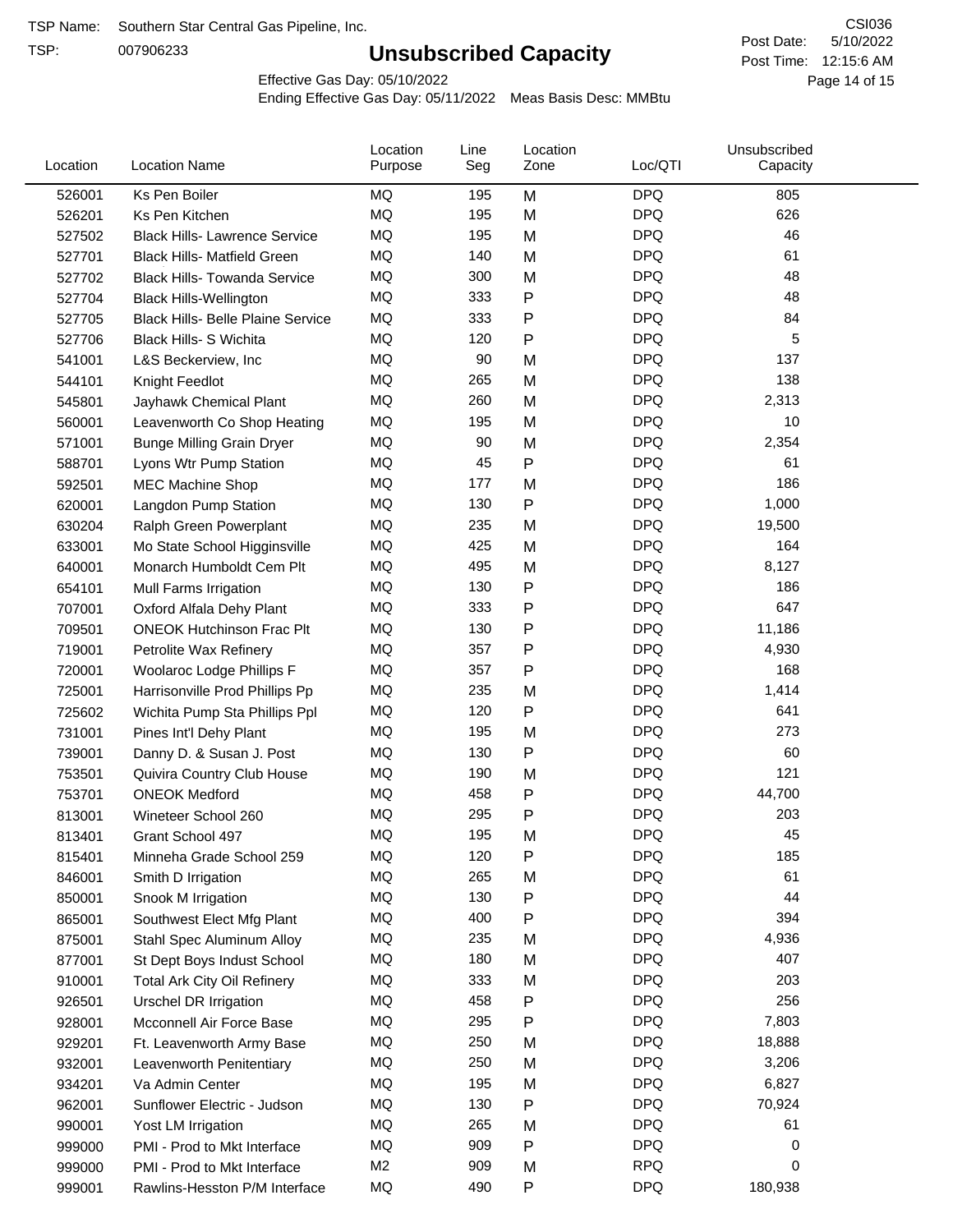TSP Name: Southern Star Central Gas Pipeline, Inc.

TSP: 007906233

# Unsubscribed Capacity

CSI036

Post Date: 5/10/2022

Post Time: 12:15:6 AM

Effective Gas Day: 05/10/2022

Ending Effective Gas Day: 05/11/2022 Meas Basis Desc: MMBtu

| Location | Location Name | Location Purpose | Line Seg | Location Zone | Loc/QTI | Unsubscribed Capacity |
|---|---|---|---|---|---|---|
| 526001 | Ks Pen Boiler | MQ | 195 | M | DPQ | 805 |
| 526201 | Ks Pen Kitchen | MQ | 195 | M | DPQ | 626 |
| 527502 | Black Hills- Lawrence Service | MQ | 195 | M | DPQ | 46 |
| 527701 | Black Hills- Matfield Green | MQ | 140 | M | DPQ | 61 |
| 527702 | Black Hills- Towanda Service | MQ | 300 | M | DPQ | 48 |
| 527704 | Black Hills-Wellington | MQ | 333 | P | DPQ | 48 |
| 527705 | Black Hills- Belle Plaine Service | MQ | 333 | P | DPQ | 84 |
| 527706 | Black Hills- S Wichita | MQ | 120 | P | DPQ | 5 |
| 541001 | L&S Beckerview, Inc | MQ | 90 | M | DPQ | 137 |
| 544101 | Knight Feedlot | MQ | 265 | M | DPQ | 138 |
| 545801 | Jayhawk Chemical Plant | MQ | 260 | M | DPQ | 2,313 |
| 560001 | Leavenworth Co Shop Heating | MQ | 195 | M | DPQ | 10 |
| 571001 | Bunge Milling Grain Dryer | MQ | 90 | M | DPQ | 2,354 |
| 588701 | Lyons Wtr Pump Station | MQ | 45 | P | DPQ | 61 |
| 592501 | MEC Machine Shop | MQ | 177 | M | DPQ | 186 |
| 620001 | Langdon Pump Station | MQ | 130 | P | DPQ | 1,000 |
| 630204 | Ralph Green Powerplant | MQ | 235 | M | DPQ | 19,500 |
| 633001 | Mo State School Higginsville | MQ | 425 | M | DPQ | 164 |
| 640001 | Monarch Humboldt Cem Plt | MQ | 495 | M | DPQ | 8,127 |
| 654101 | Mull Farms Irrigation | MQ | 130 | P | DPQ | 186 |
| 707001 | Oxford Alfala Dehy Plant | MQ | 333 | P | DPQ | 647 |
| 709501 | ONEOK Hutchinson Frac Plt | MQ | 130 | P | DPQ | 11,186 |
| 719001 | Petrolite Wax Refinery | MQ | 357 | P | DPQ | 4,930 |
| 720001 | Woolaroc Lodge Phillips F | MQ | 357 | P | DPQ | 168 |
| 725001 | Harrisonville Prod Phillips Pp | MQ | 235 | M | DPQ | 1,414 |
| 725602 | Wichita Pump Sta Phillips Ppl | MQ | 120 | P | DPQ | 641 |
| 731001 | Pines Int'l Dehy Plant | MQ | 195 | M | DPQ | 273 |
| 739001 | Danny D. & Susan J. Post | MQ | 130 | P | DPQ | 60 |
| 753501 | Quivira Country Club House | MQ | 190 | M | DPQ | 121 |
| 753701 | ONEOK Medford | MQ | 458 | P | DPQ | 44,700 |
| 813001 | Wineteer School 260 | MQ | 295 | P | DPQ | 203 |
| 813401 | Grant School 497 | MQ | 195 | M | DPQ | 45 |
| 815401 | Minneha Grade School 259 | MQ | 120 | P | DPQ | 185 |
| 846001 | Smith D Irrigation | MQ | 265 | M | DPQ | 61 |
| 850001 | Snook M Irrigation | MQ | 130 | P | DPQ | 44 |
| 865001 | Southwest Elect Mfg Plant | MQ | 400 | P | DPQ | 394 |
| 875001 | Stahl Spec Aluminum Alloy | MQ | 235 | M | DPQ | 4,936 |
| 877001 | St Dept Boys Indust School | MQ | 180 | M | DPQ | 407 |
| 910001 | Total Ark City Oil Refinery | MQ | 333 | M | DPQ | 203 |
| 926501 | Urschel DR Irrigation | MQ | 458 | P | DPQ | 256 |
| 928001 | Mcconnell Air Force Base | MQ | 295 | P | DPQ | 7,803 |
| 929201 | Ft. Leavenworth Army Base | MQ | 250 | M | DPQ | 18,888 |
| 932001 | Leavenworth Penitentiary | MQ | 250 | M | DPQ | 3,206 |
| 934201 | Va Admin Center | MQ | 195 | M | DPQ | 6,827 |
| 962001 | Sunflower Electric - Judson | MQ | 130 | P | DPQ | 70,924 |
| 990001 | Yost LM Irrigation | MQ | 265 | M | DPQ | 61 |
| 999000 | PMI - Prod to Mkt Interface | MQ | 909 | P | DPQ | 0 |
| 999000 | PMI - Prod to Mkt Interface | M2 | 909 | M | RPQ | 0 |
| 999001 | Rawlins-Hesston P/M Interface | MQ | 490 | P | DPQ | 180,938 |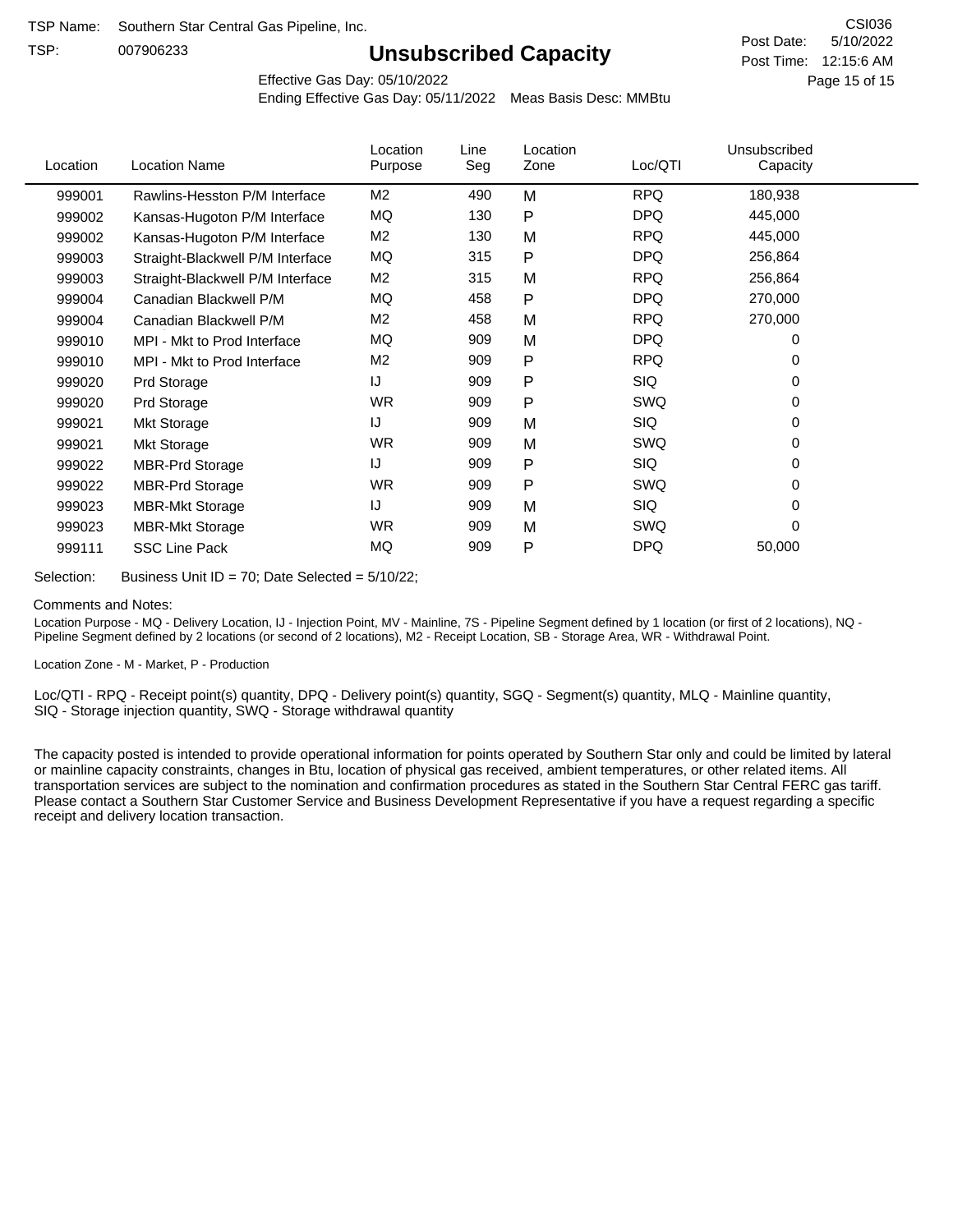TSP Name: Southern Star Central Gas Pipeline, Inc.

TSP: 007906233

CSI036

Post Date: 5/10/2022

Post Time: 12:15:6 AM

# Unsubscribed Capacity

Effective Gas Day: 05/10/2022

Ending Effective Gas Day: 05/11/2022 Meas Basis Desc: MMBtu

| Location | Location Name | Location Purpose | Line Seg | Location Zone | Loc/QTI | Unsubscribed Capacity |
|---|---|---|---|---|---|---|
| 999001 | Rawlins-Hesston P/M Interface | M2 | 490 | M | RPQ | 180,938 |
| 999002 | Kansas-Hugoton P/M Interface | MQ | 130 | P | DPQ | 445,000 |
| 999002 | Kansas-Hugoton P/M Interface | M2 | 130 | M | RPQ | 445,000 |
| 999003 | Straight-Blackwell P/M Interface | MQ | 315 | P | DPQ | 256,864 |
| 999003 | Straight-Blackwell P/M Interface | M2 | 315 | M | RPQ | 256,864 |
| 999004 | Canadian Blackwell P/M | MQ | 458 | P | DPQ | 270,000 |
| 999004 | Canadian Blackwell P/M | M2 | 458 | M | RPQ | 270,000 |
| 999010 | MPI - Mkt to Prod Interface | MQ | 909 | M | DPQ | 0 |
| 999010 | MPI - Mkt to Prod Interface | M2 | 909 | P | RPQ | 0 |
| 999020 | Prd Storage | IJ | 909 | P | SIQ | 0 |
| 999020 | Prd Storage | WR | 909 | P | SWQ | 0 |
| 999021 | Mkt Storage | IJ | 909 | M | SIQ | 0 |
| 999021 | Mkt Storage | WR | 909 | M | SWQ | 0 |
| 999022 | MBR-Prd Storage | IJ | 909 | P | SIQ | 0 |
| 999022 | MBR-Prd Storage | WR | 909 | P | SWQ | 0 |
| 999023 | MBR-Mkt Storage | IJ | 909 | M | SIQ | 0 |
| 999023 | MBR-Mkt Storage | WR | 909 | M | SWQ | 0 |
| 999111 | SSC Line Pack | MQ | 909 | P | DPQ | 50,000 |

Selection: Business Unit ID = 70; Date Selected = 5/10/22;

Comments and Notes:

Location Purpose - MQ - Delivery Location, IJ - Injection Point, MV - Mainline, 7S - Pipeline Segment defined by 1 location (or first of 2 locations), NQ - Pipeline Segment defined by 2 locations (or second of 2 locations), M2 - Receipt Location, SB - Storage Area, WR - Withdrawal Point.

Location Zone - M - Market, P - Production

Loc/QTI - RPQ - Receipt point(s) quantity, DPQ - Delivery point(s) quantity, SGQ - Segment(s) quantity, MLQ - Mainline quantity, SIQ - Storage injection quantity, SWQ - Storage withdrawal quantity

The capacity posted is intended to provide operational information for points operated by Southern Star only and could be limited by lateral or mainline capacity constraints, changes in Btu, location of physical gas received, ambient temperatures, or other related items. All transportation services are subject to the nomination and confirmation procedures as stated in the Southern Star Central FERC gas tariff. Please contact a Southern Star Customer Service and Business Development Representative if you have a request regarding a specific receipt and delivery location transaction.